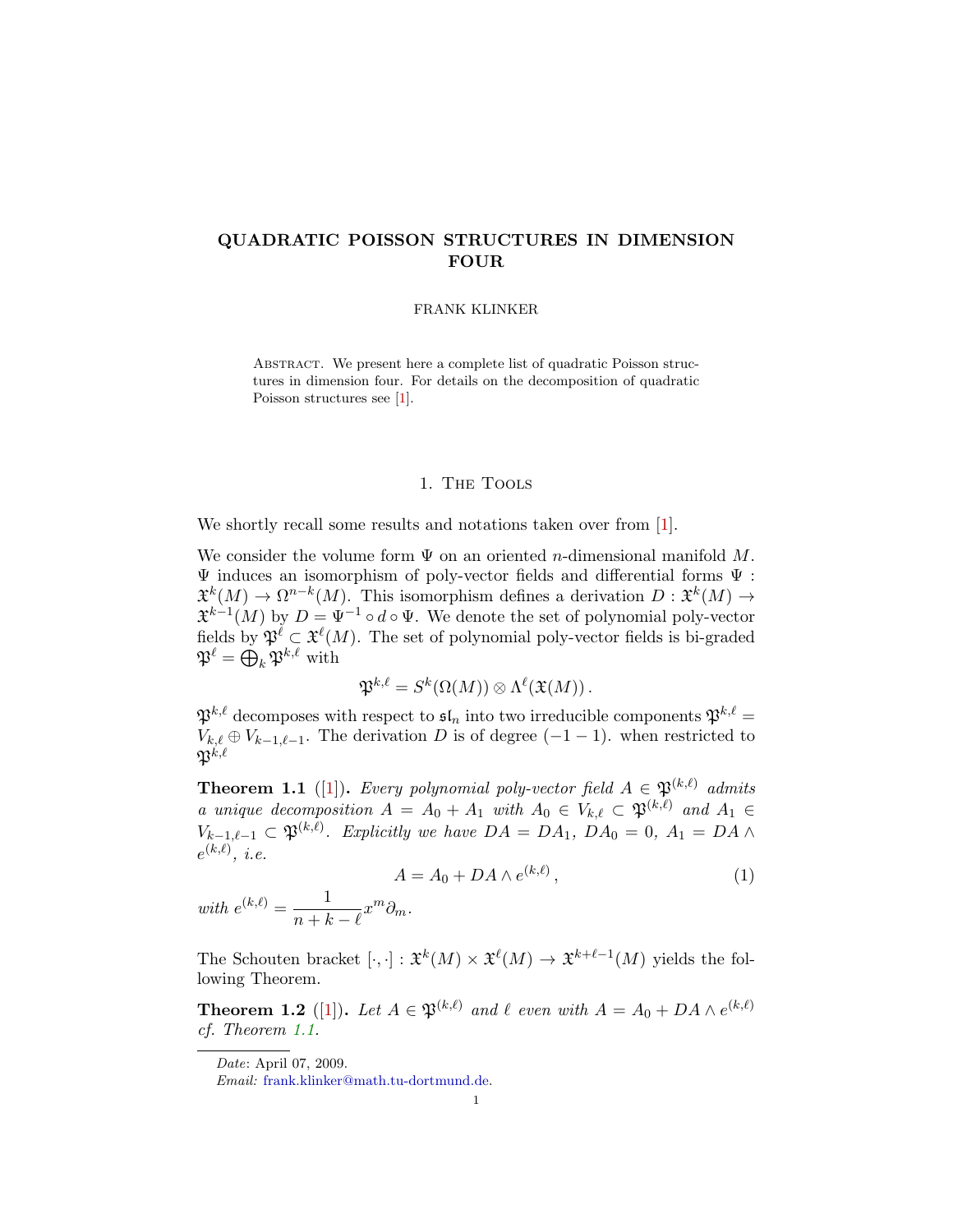# QUADRATIC POISSON STRUCTURES IN DIMENSION FOUR

FRANK KLINKER

Abstract. We present here a complete list of quadratic Poisson structures in dimension four. For details on the decomposition of quadratic Poisson structures see [1].

## 1. The Tools

We shortly recall some results and notations taken over from [1].

We consider the volume form $\Psi$ on an oriented $n$-dimensional manifold $M$. $\Psi$ induces an isomorphism of poly-vector fields and differential forms $\Psi : \mathfrak{X}^k(M) \to \Omega^{n-k}(M)$. This isomorphism defines a derivation $D : \mathfrak{X}^k(M) \to \mathfrak{X}^{k-1}(M)$ by $D = \Psi^{-1} \circ d \circ \Psi$. We denote the set of polynomial poly-vector fields by $\mathfrak{P}^\ell \subset \mathfrak{X}^\ell(M)$. The set of polynomial poly-vector fields is bi-graded $\mathfrak{P}^\ell = \bigoplus_k \mathfrak{P}^{k,\ell}$ with

$$\mathfrak{P}^{k,\ell} = S^k(\Omega(M)) \otimes \Lambda^\ell(\mathfrak{X}(M)) .$$

$\mathfrak{P}^{k,\ell}$ decomposes with respect to $\mathfrak{sl}_n$ into two irreducible components $\mathfrak{P}^{k,\ell} = V_{k,\ell} \oplus V_{k-1,\ell-1}$. The derivation $D$ is of degree $(-1-1)$. when restricted to $\mathfrak{P}^{k,\ell}$

**Theorem 1.1** ([1]). *Every polynomial poly-vector field $A \in \mathfrak{P}^{(k,\ell)}$ admits a unique decomposition $A = A_0 + A_1$ with $A_0 \in V_{k,\ell} \subset \mathfrak{P}^{(k,\ell)}$ and $A_1 \in V_{k-1,\ell-1} \subset \mathfrak{P}^{(k,\ell)}$. Explicitly we have $DA = DA_1$, $DA_0 = 0$, $A_1 = DA \wedge e^{(k,\ell)}$, i.e.*

$$A = A_0 + DA \wedge e^{(k,\ell)} , \tag{1}$$

*with $e^{(k,\ell)} = \dfrac{1}{n+k-\ell} x^m \partial_m$.*

The Schouten bracket $[\cdot,\cdot] : \mathfrak{X}^k(M) \times \mathfrak{X}^\ell(M) \to \mathfrak{X}^{k+\ell-1}(M)$ yields the following Theorem.

**Theorem 1.2** ([1]). *Let $A \in \mathfrak{P}^{(k,\ell)}$ and $\ell$ even with $A = A_0 + DA \wedge e^{(k,\ell)}$ cf. Theorem 1.1.*

*Date*: April 07, 2009.

*Email:* frank.klinker@math.tu-dortmund.de.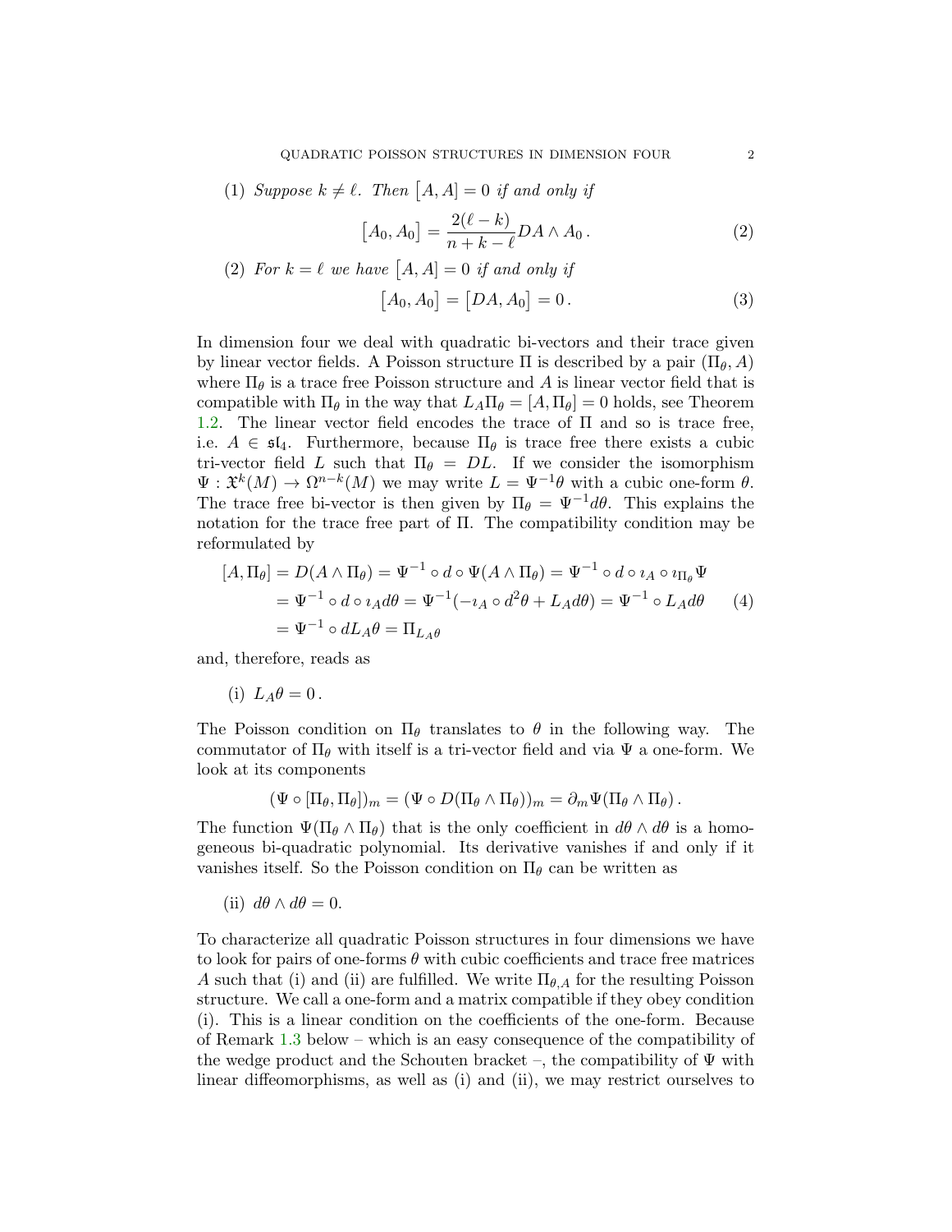(1) *Suppose $k \neq \ell$. Then $[A, A] = 0$ if and only if*

$$[A_0, A_0] = \frac{2(\ell - k)}{n + k - \ell} DA \wedge A_0 \,. \tag{2}$$

(2) *For $k = \ell$ we have $[A, A] = 0$ if and only if*

$$[A_0, A_0] = [DA, A_0] = 0 \,. \tag{3}$$

In dimension four we deal with quadratic bi-vectors and their trace given by linear vector fields. A Poisson structure $\Pi$ is described by a pair $(\Pi_\theta, A)$ where $\Pi_\theta$ is a trace free Poisson structure and $A$ is linear vector field that is compatible with $\Pi_\theta$ in the way that $L_A \Pi_\theta = [A, \Pi_\theta] = 0$ holds, see Theorem 1.2. The linear vector field encodes the trace of $\Pi$ and so is trace free, i.e. $A \in \mathfrak{sl}_4$. Furthermore, because $\Pi_\theta$ is trace free there exists a cubic tri-vector field $L$ such that $\Pi_\theta = DL$. If we consider the isomorphism $\Psi : \mathfrak{X}^k(M) \to \Omega^{n-k}(M)$ we may write $L = \Psi^{-1}\theta$ with a cubic one-form $\theta$. The trace free bi-vector is then given by $\Pi_\theta = \Psi^{-1} d\theta$. This explains the notation for the trace free part of $\Pi$. The compatibility condition may be reformulated by

$$\begin{aligned}
[A, \Pi_\theta] &= D(A \wedge \Pi_\theta) = \Psi^{-1} \circ d \circ \Psi(A \wedge \Pi_\theta) = \Psi^{-1} \circ d \circ \imath_A \circ \imath_{\Pi_\theta} \Psi \\
&= \Psi^{-1} \circ d \circ \imath_A d\theta = \Psi^{-1}(-\imath_A \circ d^2\theta + L_A d\theta) = \Psi^{-1} \circ L_A d\theta \\
&= \Psi^{-1} \circ d L_A \theta = \Pi_{L_A \theta}
\end{aligned} \tag{4}$$

and, therefore, reads as

(i) $L_A \theta = 0$.

The Poisson condition on $\Pi_\theta$ translates to $\theta$ in the following way. The commutator of $\Pi_\theta$ with itself is a tri-vector field and via $\Psi$ a one-form. We look at its components

$$(\Psi \circ [\Pi_\theta, \Pi_\theta])_m = (\Psi \circ D(\Pi_\theta \wedge \Pi_\theta))_m = \partial_m \Psi(\Pi_\theta \wedge \Pi_\theta) \,.$$

The function $\Psi(\Pi_\theta \wedge \Pi_\theta)$ that is the only coefficient in $d\theta \wedge d\theta$ is a homogeneous bi-quadratic polynomial. Its derivative vanishes if and only if it vanishes itself. So the Poisson condition on $\Pi_\theta$ can be written as

(ii) $d\theta \wedge d\theta = 0$.

To characterize all quadratic Poisson structures in four dimensions we have to look for pairs of one-forms $\theta$ with cubic coefficients and trace free matrices $A$ such that (i) and (ii) are fulfilled. We write $\Pi_{\theta,A}$ for the resulting Poisson structure. We call a one-form and a matrix compatible if they obey condition (i). This is a linear condition on the coefficients of the one-form. Because of Remark 1.3 below – which is an easy consequence of the compatibility of the wedge product and the Schouten bracket –, the compatibility of $\Psi$ with linear diffeomorphisms, as well as (i) and (ii), we may restrict ourselves to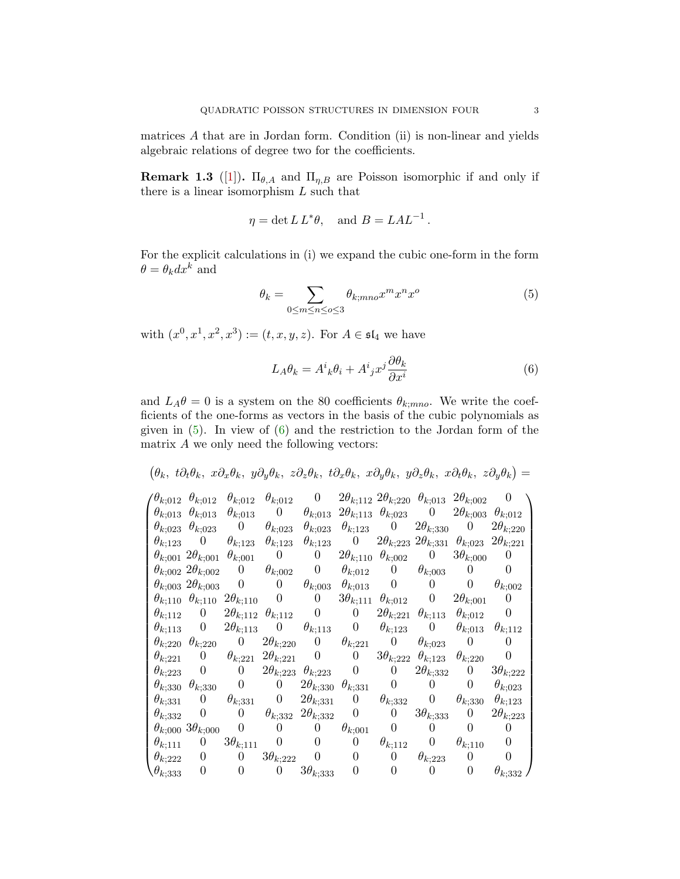matrices $A$ that are in Jordan form. Condition (ii) is non-linear and yields algebraic relations of degree two for the coefficients.

**Remark 1.3** ([1])**.** $\Pi_{\theta,A}$ and $\Pi_{\eta,B}$ are Poisson isomorphic if and only if there is a linear isomorphism $L$ such that

$$\eta = \det L\, L^*\theta, \quad \text{and } B = LAL^{-1}\,.$$

For the explicit calculations in (i) we expand the cubic one-form in the form $\theta = \theta_k dx^k$ and

$$\theta_k = \sum_{0\le m\le n\le o\le 3} \theta_{k;mno} x^m x^n x^o \tag{5}$$

with $(x^0, x^1, x^2, x^3) := (t, x, y, z)$. For $A \in \mathfrak{sl}_4$ we have

$$L_A\theta_k = A^i{}_k\theta_i + A^i{}_j x^j \frac{\partial\theta_k}{\partial x^i} \tag{6}$$

and $L_A\theta = 0$ is a system on the 80 coefficients $\theta_{k;mno}$. We write the coefficients of the one-forms as vectors in the basis of the cubic polynomials as given in (5). In view of (6) and the restriction to the Jordan form of the matrix $A$ we only need the following vectors:

$$\left(\theta_k,\ t\partial_t\theta_k,\ x\partial_x\theta_k,\ y\partial_y\theta_k,\ z\partial_z\theta_k,\ t\partial_x\theta_k,\ x\partial_y\theta_k,\ y\partial_z\theta_k,\ x\partial_t\theta_k,\ z\partial_y\theta_k\right) =$$

$$\begin{pmatrix}
\theta_{k;012} & \theta_{k;012} & \theta_{k;012} & \theta_{k;012} & 0 & 2\theta_{k;112} & 2\theta_{k;220} & \theta_{k;013} & 2\theta_{k;002} & 0\\
\theta_{k;013} & \theta_{k;013} & \theta_{k;013} & 0 & \theta_{k;013} & 2\theta_{k;113} & \theta_{k;023} & 0 & 2\theta_{k;003} & \theta_{k;012}\\
\theta_{k;023} & \theta_{k;023} & 0 & \theta_{k;023} & \theta_{k;023} & \theta_{k;123} & 0 & 2\theta_{k;330} & 0 & 2\theta_{k;220}\\
\theta_{k;123} & 0 & \theta_{k;123} & \theta_{k;123} & \theta_{k;123} & 0 & 2\theta_{k;223} & 2\theta_{k;331} & \theta_{k;023} & 2\theta_{k;221}\\
\theta_{k;001} & 2\theta_{k;001} & \theta_{k;001} & 0 & 0 & 2\theta_{k;110} & \theta_{k;002} & 0 & 3\theta_{k;000} & 0\\
\theta_{k;002} & 2\theta_{k;002} & 0 & \theta_{k;002} & 0 & \theta_{k;012} & 0 & \theta_{k;003} & 0 & 0\\
\theta_{k;003} & 2\theta_{k;003} & 0 & 0 & \theta_{k;003} & \theta_{k;013} & 0 & 0 & 0 & \theta_{k;002}\\
\theta_{k;110} & \theta_{k;110} & 2\theta_{k;110} & 0 & 0 & 3\theta_{k;111} & \theta_{k;012} & 0 & 2\theta_{k;001} & 0\\
\theta_{k;112} & 0 & 2\theta_{k;112} & \theta_{k;112} & 0 & 0 & 2\theta_{k;221} & \theta_{k;113} & \theta_{k;012} & 0\\
\theta_{k;113} & 0 & 2\theta_{k;113} & 0 & \theta_{k;113} & 0 & \theta_{k;123} & 0 & \theta_{k;013} & \theta_{k;112}\\
\theta_{k;220} & \theta_{k;220} & 0 & 2\theta_{k;220} & 0 & \theta_{k;221} & 0 & \theta_{k;023} & 0 & 0\\
\theta_{k;221} & 0 & \theta_{k;221} & 2\theta_{k;221} & 0 & 0 & 3\theta_{k;222} & \theta_{k;123} & \theta_{k;220} & 0\\
\theta_{k;223} & 0 & 0 & 2\theta_{k;223} & \theta_{k;223} & 0 & 0 & 2\theta_{k;332} & 0 & 3\theta_{k;222}\\
\theta_{k;330} & \theta_{k;330} & 0 & 0 & 2\theta_{k;330} & \theta_{k;331} & 0 & 0 & 0 & \theta_{k;023}\\
\theta_{k;331} & 0 & \theta_{k;331} & 0 & 2\theta_{k;331} & 0 & \theta_{k;332} & 0 & \theta_{k;330} & \theta_{k;123}\\
\theta_{k;332} & 0 & 0 & \theta_{k;332} & 2\theta_{k;332} & 0 & 0 & 3\theta_{k;333} & 0 & 2\theta_{k;223}\\
\theta_{k;000} & 3\theta_{k;000} & 0 & 0 & 0 & \theta_{k;001} & 0 & 0 & 0 & 0\\
\theta_{k;111} & 0 & 3\theta_{k;111} & 0 & 0 & 0 & \theta_{k;112} & 0 & \theta_{k;110} & 0\\
\theta_{k;222} & 0 & 0 & 3\theta_{k;222} & 0 & 0 & 0 & \theta_{k;223} & 0 & 0\\
\theta_{k;333} & 0 & 0 & 0 & 3\theta_{k;333} & 0 & 0 & 0 & 0 & \theta_{k;332}
\end{pmatrix}$$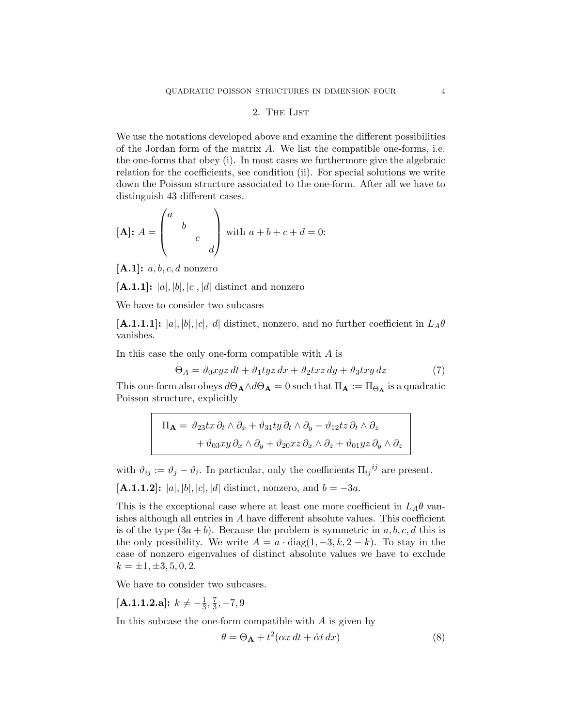## 2. The List

We use the notations developed above and examine the different possibilities of the Jordan form of the matrix $A$. We list the compatible one-forms, i.e. the one-forms that obey (i). In most cases we furthermore give the algebraic relation for the coefficients, see condition (ii). For special solutions we write down the Poisson structure associated to the one-form. After all we have to distinguish 43 different cases.

**[A]:** $A = \begin{pmatrix} a & & & \\ & b & & \\ & & c & \\ & & & d \end{pmatrix}$ with $a + b + c + d = 0$:

**[A.1]:** $a, b, c, d$ nonzero

**[A.1.1]:** $|a|, |b|, |c|, |d|$ distinct and nonzero

We have to consider two subcases

**[A.1.1.1]:** $|a|, |b|, |c|, |d|$ distinct, nonzero, and no further coefficient in $L_A\theta$ vanishes.

In this case the only one-form compatible with $A$ is

$$\Theta_A = \vartheta_0 xyz\, dt + \vartheta_1 tyz\, dx + \vartheta_2 txz\, dy + \vartheta_3 txy\, dz \tag{7}$$

This one-form also obeys $d\Theta_{\mathbf{A}} \wedge d\Theta_{\mathbf{A}} = 0$ such that $\Pi_{\mathbf{A}} := \Pi_{\Theta_{\mathbf{A}}}$ is a quadratic Poisson structure, explicitly

$$\boxed{\begin{aligned} \Pi_{\mathbf{A}} = \; & \vartheta_{23} tx\, \partial_t \wedge \partial_x + \vartheta_{31} ty\, \partial_t \wedge \partial_y + \vartheta_{12} tz\, \partial_t \wedge \partial_z \\ & + \vartheta_{03} xy\, \partial_x \wedge \partial_y + \vartheta_{20} xz\, \partial_x \wedge \partial_z + \vartheta_{01} yz\, \partial_y \wedge \partial_z \end{aligned}}$$

with $\vartheta_{ij} := \vartheta_j - \vartheta_i$. In particular, only the coefficients ${\Pi_{ij}}^{ij}$ are present.

**[A.1.1.2]:** $|a|, |b|, |c|, |d|$ distinct, nonzero, and $b = -3a$.

This is the exceptional case where at least one more coefficient in $L_A\theta$ vanishes although all entries in $A$ have different absolute values. This coefficient is of the type $(3a + b)$. Because the problem is symmetric in $a, b, c, d$ this is the only possibility. We write $A = a \cdot \mathrm{diag}(1, -3, k, 2 - k)$. To stay in the case of nonzero eigenvalues of distinct absolute values we have to exclude $k = \pm 1, \pm 3, 5, 0, 2$.

We have to consider two subcases.

**[A.1.1.2.a]:** $k \neq -\frac{1}{3}, \frac{7}{3}, -7, 9$

In this subcase the one-form compatible with $A$ is given by

$$\theta = \Theta_{\mathbf{A}} + t^2(\alpha x\, dt + \hat{\alpha} t\, dx) \tag{8}$$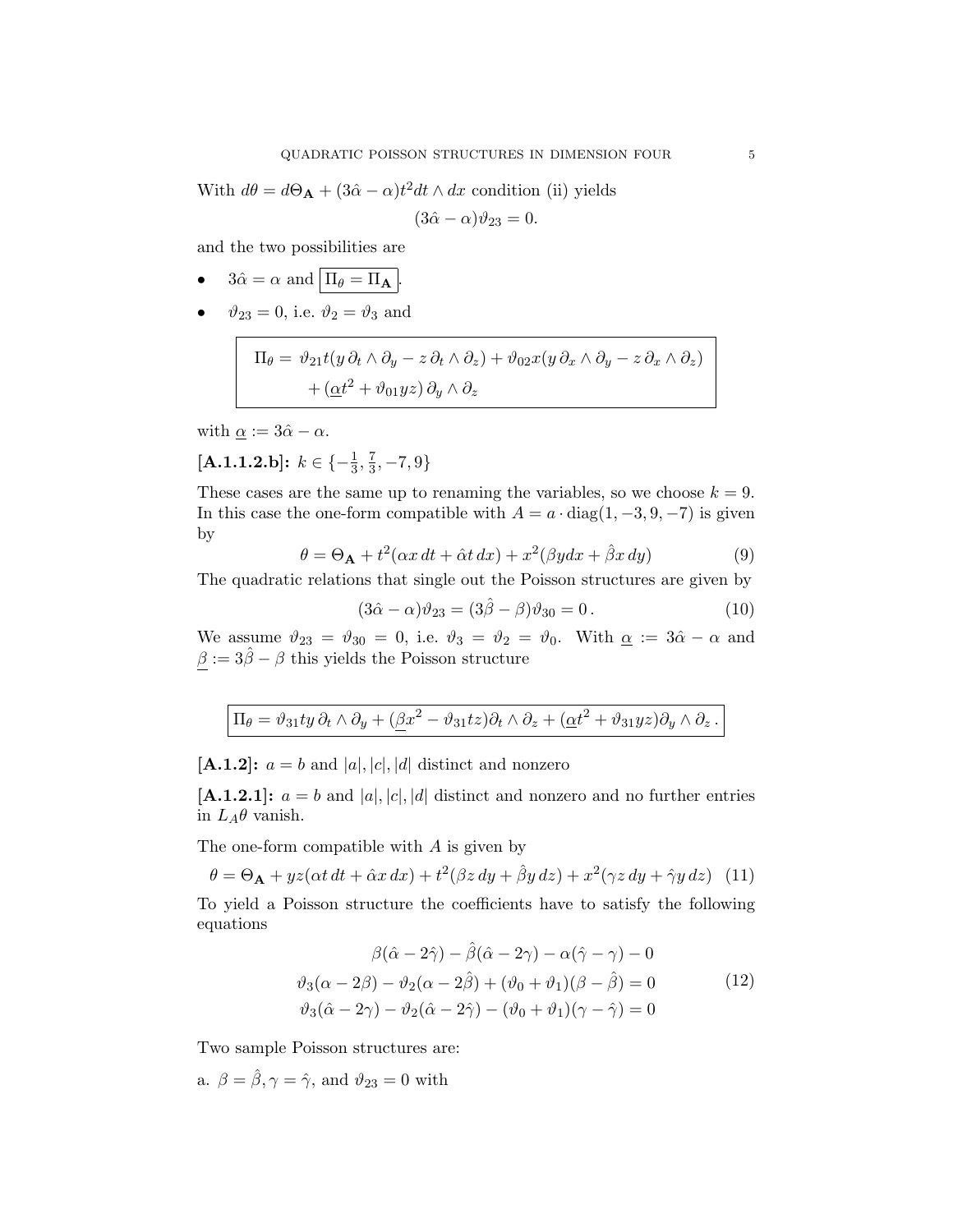With $d\theta = d\Theta_{\mathbf{A}} + (3\hat{\alpha} - \alpha)t^2 dt \wedge dx$ condition (ii) yields

$$(3\hat{\alpha} - \alpha)\vartheta_{23} = 0.$$

and the two possibilities are

- $3\hat{\alpha} = \alpha$ and $\boxed{\Pi_\theta = \Pi_{\mathbf{A}}}$.
- $\vartheta_{23} = 0$, i.e. $\vartheta_2 = \vartheta_3$ and

$$\boxed{\begin{aligned} \Pi_\theta = &\ \vartheta_{21} t(y\,\partial_t \wedge \partial_y - z\,\partial_t \wedge \partial_z) + \vartheta_{02} x(y\,\partial_x \wedge \partial_y - z\,\partial_x \wedge \partial_z) \\ &+ (\underline{\alpha} t^2 + \vartheta_{01} yz)\,\partial_y \wedge \partial_z \end{aligned}}$$

with $\underline{\alpha} := 3\hat{\alpha} - \alpha$.

**[A.1.1.2.b]:** $k \in \{-\frac{1}{3}, \frac{7}{3}, -7, 9\}$

These cases are the same up to renaming the variables, so we choose $k = 9$. In this case the one-form compatible with $A = a \cdot \mathrm{diag}(1, -3, 9, -7)$ is given by

$$\theta = \Theta_{\mathbf{A}} + t^2(\alpha x\,dt + \hat{\alpha} t\,dx) + x^2(\beta y dx + \hat{\beta} x\,dy) \tag{9}$$

The quadratic relations that single out the Poisson structures are given by

$$(3\hat{\alpha} - \alpha)\vartheta_{23} = (3\hat{\beta} - \beta)\vartheta_{30} = 0\,. \tag{10}$$

We assume $\vartheta_{23} = \vartheta_{30} = 0$, i.e. $\vartheta_3 = \vartheta_2 = \vartheta_0$. With $\underline{\alpha} := 3\hat{\alpha} - \alpha$ and $\underline{\beta} := 3\hat{\beta} - \beta$ this yields the Poisson structure

$$\boxed{\Pi_\theta = \vartheta_{31} ty\,\partial_t \wedge \partial_y + (\underline{\beta} x^2 - \vartheta_{31} tz)\partial_t \wedge \partial_z + (\underline{\alpha} t^2 + \vartheta_{31} yz)\partial_y \wedge \partial_z\,.}$$

**[A.1.2]:** $a = b$ and $|a|, |c|, |d|$ distinct and nonzero

**[A.1.2.1]:** $a = b$ and $|a|, |c|, |d|$ distinct and nonzero and no further entries in $L_A\theta$ vanish.

The one-form compatible with $A$ is given by

$$\theta = \Theta_{\mathbf{A}} + yz(\alpha t\,dt + \hat{\alpha} x\,dx) + t^2(\beta z\,dy + \hat{\beta} y\,dz) + x^2(\gamma z\,dy + \hat{\gamma} y\,dz) \tag{11}$$

To yield a Poisson structure the coefficients have to satisfy the following equations

$$\begin{aligned} \beta(\hat{\alpha} - 2\hat{\gamma}) - \hat{\beta}(\hat{\alpha} - 2\gamma) - \alpha(\hat{\gamma} - \gamma) - 0 \\ \vartheta_3(\alpha - 2\beta) - \vartheta_2(\alpha - 2\hat{\beta}) + (\vartheta_0 + \vartheta_1)(\beta - \hat{\beta}) = 0 \\ \vartheta_3(\hat{\alpha} - 2\gamma) - \vartheta_2(\hat{\alpha} - 2\hat{\gamma}) - (\vartheta_0 + \vartheta_1)(\gamma - \hat{\gamma}) = 0 \end{aligned} \tag{12}$$

Two sample Poisson structures are:

a. $\beta = \hat{\beta}, \gamma = \hat{\gamma}$, and $\vartheta_{23} = 0$ with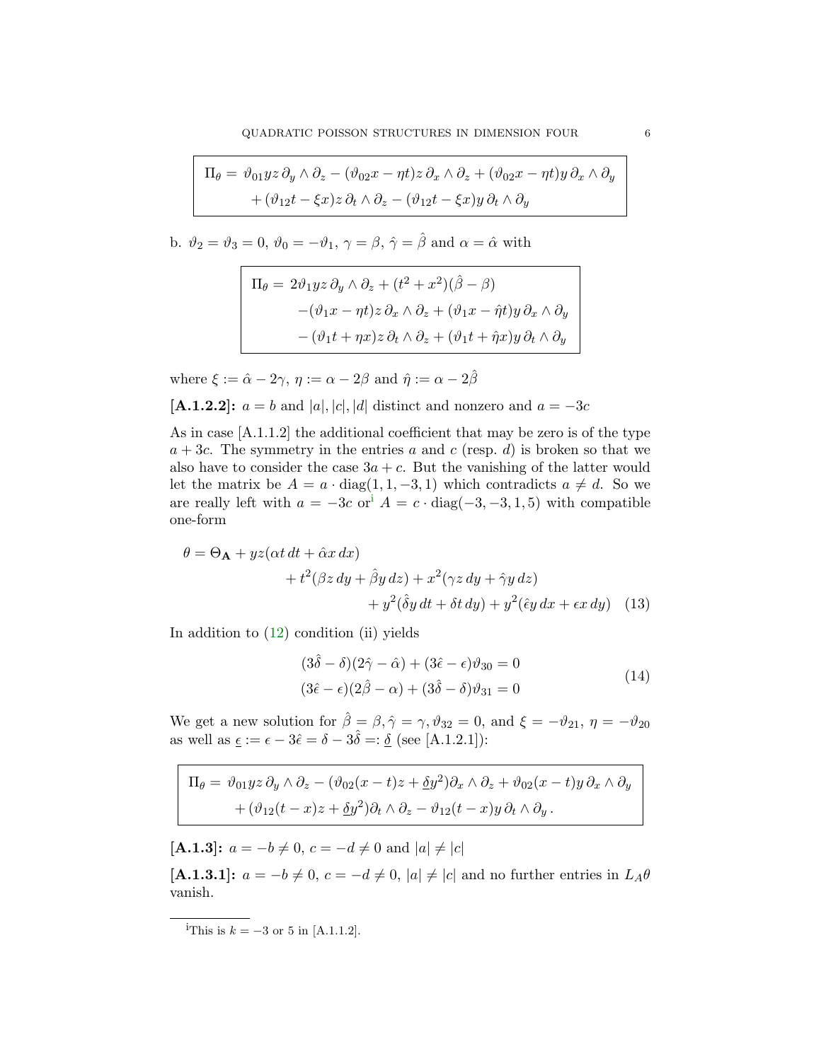$$
\boxed{\begin{aligned}\Pi_\theta = \,&\vartheta_{01} yz\,\partial_y\wedge\partial_z - (\vartheta_{02}x - \eta t)z\,\partial_x\wedge\partial_z + (\vartheta_{02}x-\eta t)y\,\partial_x\wedge\partial_y\\ &+(\vartheta_{12}t-\xi x)z\,\partial_t\wedge\partial_z - (\vartheta_{12}t - \xi x)y\,\partial_t\wedge\partial_y\end{aligned}}
$$

b. $\vartheta_2 = \vartheta_3 = 0$, $\vartheta_0 = -\vartheta_1$, $\gamma = \beta$, $\hat\gamma = \hat\beta$ and $\alpha = \hat\alpha$ with

$$
\boxed{\begin{aligned}\Pi_\theta = \,&2\vartheta_1 yz\,\partial_y\wedge\partial_z + (t^2+x^2)(\hat\beta - \beta)\\ &-(\vartheta_1 x - \eta t)z\,\partial_x\wedge\partial_z + (\vartheta_1 x - \hat\eta t)y\,\partial_x\wedge\partial_y\\ &-(\vartheta_1 t + \eta x)z\,\partial_t\wedge\partial_z + (\vartheta_1 t + \hat\eta x)y\,\partial_t\wedge\partial_y\end{aligned}}
$$

where $\xi := \hat\alpha - 2\gamma$, $\eta := \alpha - 2\beta$ and $\hat\eta := \alpha - 2\hat\beta$

**[A.1.2.2]:** $a = b$ and $|a|, |c|, |d|$ distinct and nonzero and $a = -3c$

As in case [A.1.1.2] the additional coefficient that may be zero is of the type $a + 3c$. The symmetry in the entries $a$ and $c$ (resp. $d$) is broken so that we also have to consider the case $3a + c$. But the vanishing of the latter would let the matrix be $A = a\cdot \mathrm{diag}(1, 1, -3, 1)$ which contradicts $a \neq d$. So we are really left with $a = -3c$ or[i] $A = c\cdot\mathrm{diag}(-3, -3, 1, 5)$ with compatible one-form

$$
\begin{aligned}\theta = \Theta_{\mathbf{A}} + yz(\alpha t\,dt + \hat\alpha x\,dx)&\\ + t^2(\beta z\,dy + \hat\beta y\,dz) + x^2(\gamma z\,dy + \hat\gamma y\,dz)&\\ + y^2(\hat\delta y\,dt + \delta t\,dy) + y^2(\hat\epsilon y\,dx + \epsilon x\,dy)&\end{aligned} \tag{13}
$$

In addition to (12) condition (ii) yields

$$
\begin{aligned}(3\hat\delta - \delta)(2\hat\gamma - \hat\alpha) + (3\hat\epsilon - \epsilon)\vartheta_{30} = 0\\ (3\hat\epsilon - \epsilon)(2\hat\beta - \alpha) + (3\hat\delta - \delta)\vartheta_{31} = 0\end{aligned} \tag{14}
$$

We get a new solution for $\hat\beta = \beta, \hat\gamma = \gamma, \vartheta_{32} = 0$, and $\xi = -\vartheta_{21}$, $\eta = -\vartheta_{20}$ as well as $\underline{\epsilon} := \epsilon - 3\hat\epsilon = \delta - 3\hat\delta =: \underline{\delta}$ (see [A.1.2.1]):

$$
\boxed{\begin{aligned}\Pi_\theta = \,&\vartheta_{01} yz\,\partial_y\wedge\partial_z - (\vartheta_{02}(x-t)z + \underline{\delta}y^2)\partial_x\wedge\partial_z + \vartheta_{02}(x-t)y\,\partial_x\wedge\partial_y\\ &+(\vartheta_{12}(t-x)z + \underline{\delta}y^2)\partial_t\wedge\partial_z - \vartheta_{12}(t-x)y\,\partial_t\wedge\partial_y\,.\end{aligned}}
$$

**[A.1.3]:** $a = -b \neq 0$, $c = -d \neq 0$ and $|a| \neq |c|$

**[A.1.3.1]:** $a = -b \neq 0$, $c = -d \neq 0$, $|a| \neq |c|$ and no further entries in $L_A\theta$ vanish.

---

[i] This is $k = -3$ or $5$ in [A.1.1.2].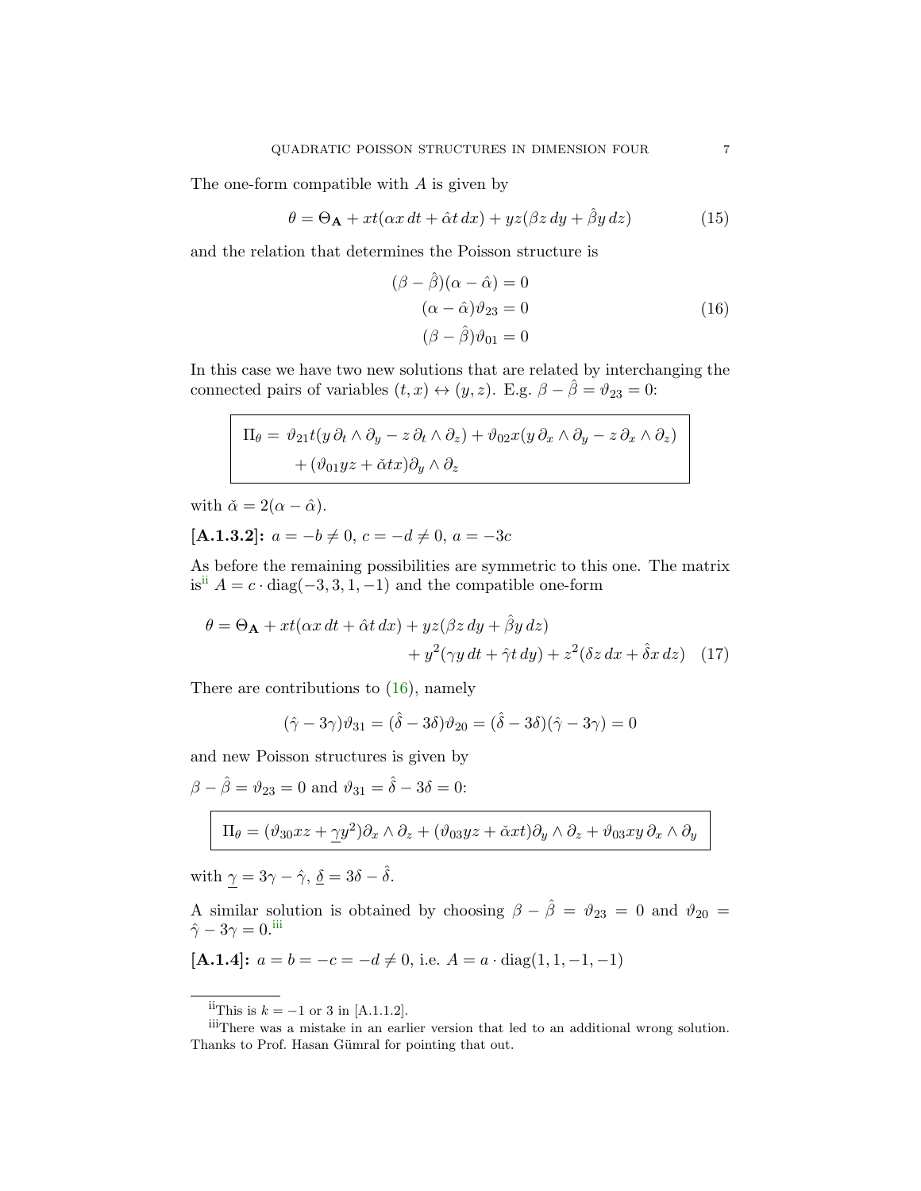The one-form compatible with $A$ is given by

$$\theta = \Theta_{\mathbf{A}} + xt(\alpha x\, dt + \hat{\alpha} t\, dx) + yz(\beta z\, dy + \hat{\beta} y\, dz) \tag{15}$$

and the relation that determines the Poisson structure is

$$\begin{aligned}(\beta - \hat{\beta})(\alpha - \hat{\alpha}) &= 0\\ (\alpha - \hat{\alpha})\vartheta_{23} &= 0\\ (\beta - \hat{\beta})\vartheta_{01} &= 0\end{aligned} \tag{16}$$

In this case we have two new solutions that are related by interchanging the connected pairs of variables $(t, x) \leftrightarrow (y, z)$. E.g. $\beta - \hat{\beta} = \vartheta_{23} = 0$:

$$\boxed{\begin{aligned}\Pi_\theta = \ &\vartheta_{21} t(y\, \partial_t \wedge \partial_y - z\, \partial_t \wedge \partial_z) + \vartheta_{02} x(y\, \partial_x \wedge \partial_y - z\, \partial_x \wedge \partial_z)\\ &+ (\vartheta_{01} yz + \breve{\alpha} tx)\partial_y \wedge \partial_z\end{aligned}}$$

with $\breve{\alpha} = 2(\alpha - \hat{\alpha})$.

**[A.1.3.2]:** $a = -b \neq 0$, $c = -d \neq 0$, $a = -3c$

As before the remaining possibilities are symmetric to this one. The matrix is[ii] $A = c \cdot \operatorname{diag}(-3, 3, 1, -1)$ and the compatible one-form

$$\begin{aligned}\theta = \Theta_{\mathbf{A}} + xt(\alpha x\, dt + \hat{\alpha} t\, dx) + yz(\beta z\, dy + \hat{\beta} y\, dz)\\ + y^2(\gamma y\, dt + \hat{\gamma} t\, dy) + z^2(\delta z\, dx + \hat{\delta} x\, dz)\end{aligned} \tag{17}$$

There are contributions to (16), namely

$$(\hat{\gamma} - 3\gamma)\vartheta_{31} = (\hat{\delta} - 3\delta)\vartheta_{20} = (\hat{\delta} - 3\delta)(\hat{\gamma} - 3\gamma) = 0$$

and new Poisson structures is given by

$\beta - \hat{\beta} = \vartheta_{23} = 0$ and $\vartheta_{31} = \hat{\delta} - 3\delta = 0$:

$$\boxed{\Pi_\theta = (\vartheta_{30} xz + \underline{\gamma} y^2)\partial_x \wedge \partial_z + (\vartheta_{03} yz + \breve{\alpha} xt)\partial_y \wedge \partial_z + \vartheta_{03} xy\, \partial_x \wedge \partial_y}$$

with $\underline{\gamma} = 3\gamma - \hat{\gamma}$, $\underline{\delta} = 3\delta - \hat{\delta}$.

A similar solution is obtained by choosing $\beta - \hat{\beta} = \vartheta_{23} = 0$ and $\vartheta_{20} = \hat{\gamma} - 3\gamma = 0$.[iii]

**[A.1.4]:** $a = b = -c = -d \neq 0$, i.e. $A = a \cdot \operatorname{diag}(1, 1, -1, -1)$

---

[ii] This is $k = -1$ or 3 in [A.1.1.2].

[iii] There was a mistake in an earlier version that led to an additional wrong solution. Thanks to Prof. Hasan Gümral for pointing that out.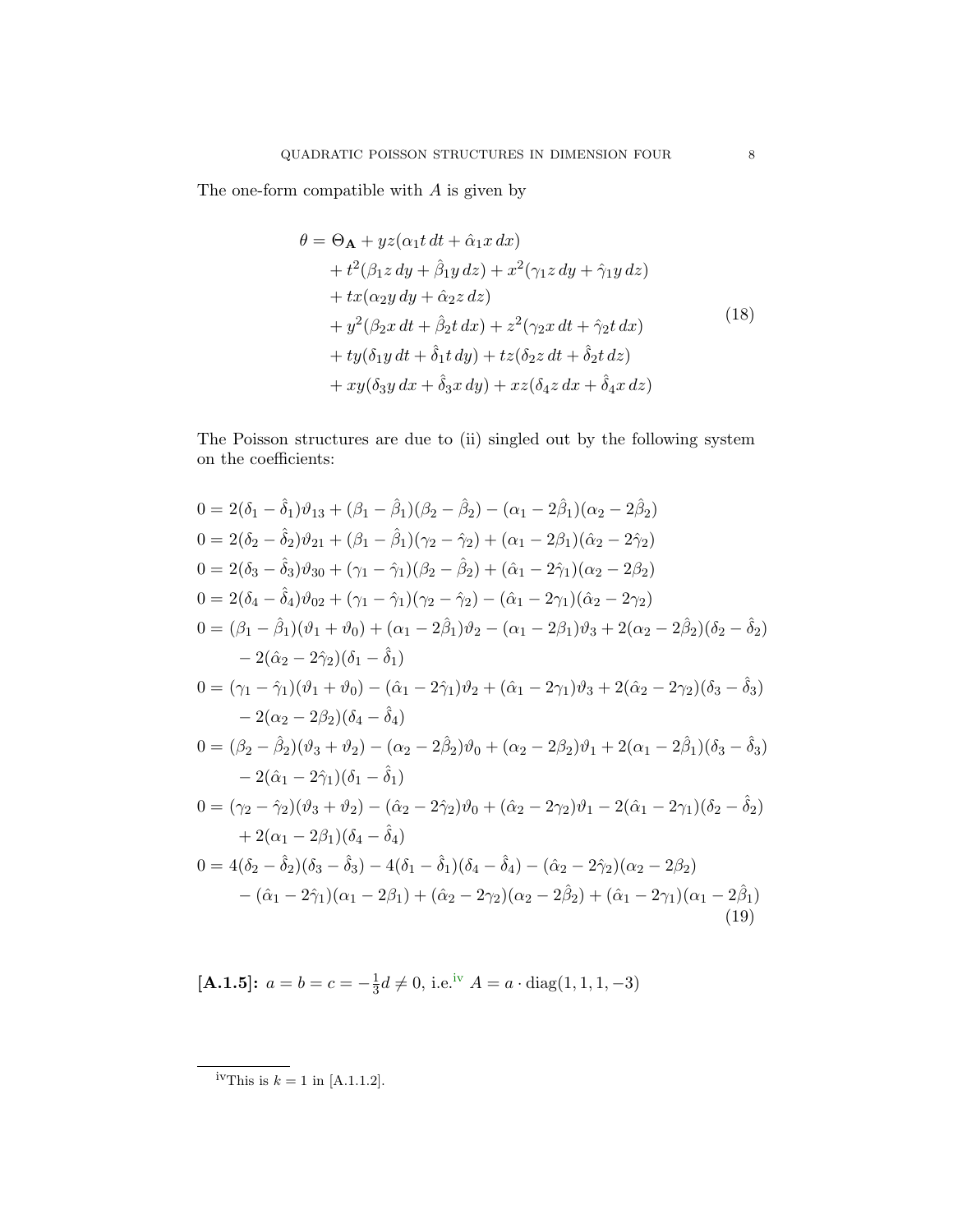The one-form compatible with $A$ is given by

$$
\begin{aligned}
\theta = \Theta_{\mathbf{A}} &+ yz(\alpha_1 t\, dt + \hat{\alpha}_1 x\, dx) \\
&+ t^2(\beta_1 z\, dy + \hat{\beta}_1 y\, dz) + x^2(\gamma_1 z\, dy + \hat{\gamma}_1 y\, dz) \\
&+ tx(\alpha_2 y\, dy + \hat{\alpha}_2 z\, dz) \\
&+ y^2(\beta_2 x\, dt + \hat{\beta}_2 t\, dx) + z^2(\gamma_2 x\, dt + \hat{\gamma}_2 t\, dx) \\
&+ ty(\delta_1 y\, dt + \hat{\delta}_1 t\, dy) + tz(\delta_2 z\, dt + \hat{\delta}_2 t\, dz) \\
&+ xy(\delta_3 y\, dx + \hat{\delta}_3 x\, dy) + xz(\delta_4 z\, dx + \hat{\delta}_4 x\, dz)
\end{aligned}
\tag{18}
$$

The Poisson structures are due to (ii) singled out by the following system on the coefficients:

$$
\begin{aligned}
0 &= 2(\delta_1 - \hat{\delta}_1)\vartheta_{13} + (\beta_1 - \hat{\beta}_1)(\beta_2 - \hat{\beta}_2) - (\alpha_1 - 2\hat{\beta}_1)(\alpha_2 - 2\hat{\beta}_2) \\
0 &= 2(\delta_2 - \hat{\delta}_2)\vartheta_{21} + (\beta_1 - \hat{\beta}_1)(\gamma_2 - \hat{\gamma}_2) + (\alpha_1 - 2\beta_1)(\hat{\alpha}_2 - 2\hat{\gamma}_2) \\
0 &= 2(\delta_3 - \hat{\delta}_3)\vartheta_{30} + (\gamma_1 - \hat{\gamma}_1)(\beta_2 - \hat{\beta}_2) + (\hat{\alpha}_1 - 2\hat{\gamma}_1)(\alpha_2 - 2\beta_2) \\
0 &= 2(\delta_4 - \hat{\delta}_4)\vartheta_{02} + (\gamma_1 - \hat{\gamma}_1)(\gamma_2 - \hat{\gamma}_2) - (\hat{\alpha}_1 - 2\gamma_1)(\hat{\alpha}_2 - 2\gamma_2) \\
0 &= (\beta_1 - \hat{\beta}_1)(\vartheta_1 + \vartheta_0) + (\alpha_1 - 2\hat{\beta}_1)\vartheta_2 - (\alpha_1 - 2\beta_1)\vartheta_3 + 2(\alpha_2 - 2\hat{\beta}_2)(\delta_2 - \hat{\delta}_2) \\
&\quad - 2(\hat{\alpha}_2 - 2\hat{\gamma}_2)(\delta_1 - \hat{\delta}_1) \\
0 &= (\gamma_1 - \hat{\gamma}_1)(\vartheta_1 + \vartheta_0) - (\hat{\alpha}_1 - 2\hat{\gamma}_1)\vartheta_2 + (\hat{\alpha}_1 - 2\gamma_1)\vartheta_3 + 2(\hat{\alpha}_2 - 2\gamma_2)(\delta_3 - \hat{\delta}_3) \\
&\quad - 2(\alpha_2 - 2\beta_2)(\delta_4 - \hat{\delta}_4) \\
0 &= (\beta_2 - \hat{\beta}_2)(\vartheta_3 + \vartheta_2) - (\alpha_2 - 2\hat{\beta}_2)\vartheta_0 + (\alpha_2 - 2\beta_2)\vartheta_1 + 2(\alpha_1 - 2\hat{\beta}_1)(\delta_3 - \hat{\delta}_3) \\
&\quad - 2(\hat{\alpha}_1 - 2\hat{\gamma}_1)(\delta_1 - \hat{\delta}_1) \\
0 &= (\gamma_2 - \hat{\gamma}_2)(\vartheta_3 + \vartheta_2) - (\hat{\alpha}_2 - 2\hat{\gamma}_2)\vartheta_0 + (\hat{\alpha}_2 - 2\gamma_2)\vartheta_1 - 2(\hat{\alpha}_1 - 2\gamma_1)(\delta_2 - \hat{\delta}_2) \\
&\quad + 2(\alpha_1 - 2\beta_1)(\delta_4 - \hat{\delta}_4) \\
0 &= 4(\delta_2 - \hat{\delta}_2)(\delta_3 - \hat{\delta}_3) - 4(\delta_1 - \hat{\delta}_1)(\delta_4 - \hat{\delta}_4) - (\hat{\alpha}_2 - 2\hat{\gamma}_2)(\alpha_2 - 2\beta_2) \\
&\quad - (\hat{\alpha}_1 - 2\hat{\gamma}_1)(\alpha_1 - 2\beta_1) + (\hat{\alpha}_2 - 2\gamma_2)(\alpha_2 - 2\hat{\beta}_2) + (\hat{\alpha}_1 - 2\gamma_1)(\alpha_1 - 2\hat{\beta}_1)
\end{aligned}
\tag{19}
$$

**[A.1.5]:** $a = b = c = -\frac{1}{3}d \neq 0$, i.e.[iv] $A = a \cdot \mathrm{diag}(1, 1, 1, -3)$

[iv] This is $k = 1$ in [A.1.1.2].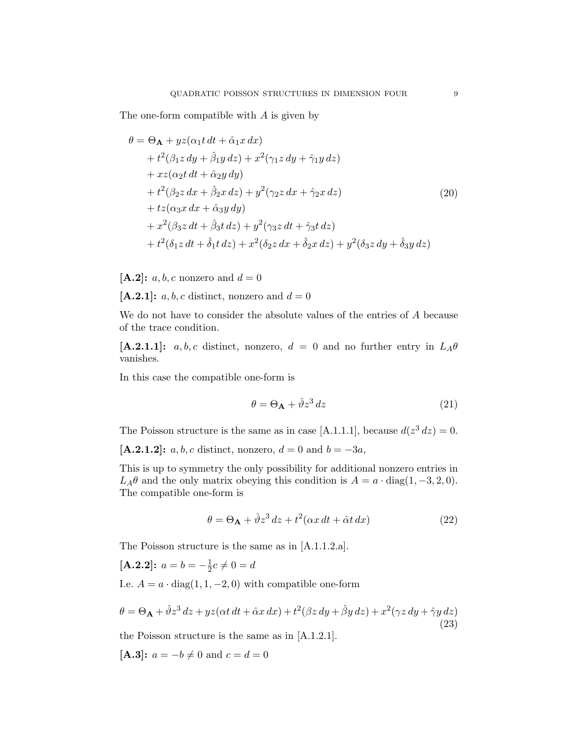The one-form compatible with $A$ is given by

$$
\begin{aligned}
\theta = \Theta_{\mathbf{A}} &+ yz(\alpha_1 t\, dt + \hat{\alpha}_1 x\, dx) \\
&+ t^2(\beta_1 z\, dy + \hat{\beta}_1 y\, dz) + x^2(\gamma_1 z\, dy + \hat{\gamma}_1 y\, dz) \\
&+ xz(\alpha_2 t\, dt + \hat{\alpha}_2 y\, dy) \\
&+ t^2(\beta_2 z\, dx + \hat{\beta}_2 x\, dz) + y^2(\gamma_2 z\, dx + \hat{\gamma}_2 x\, dz) \\
&+ tz(\alpha_3 x\, dx + \hat{\alpha}_3 y\, dy) \\
&+ x^2(\beta_3 z\, dt + \hat{\beta}_3 t\, dz) + y^2(\gamma_3 z\, dt + \hat{\gamma}_3 t\, dz) \\
&+ t^2(\delta_1 z\, dt + \hat{\delta}_1 t\, dz) + x^2(\delta_2 z\, dx + \hat{\delta}_2 x\, dz) + y^2(\delta_3 z\, dy + \hat{\delta}_3 y\, dz)
\end{aligned}
\tag{20}
$$

**[A.2]:** $a, b, c$ nonzero and $d = 0$

**[A.2.1]:** $a, b, c$ distinct, nonzero and $d = 0$

We do not have to consider the absolute values of the entries of $A$ because of the trace condition.

**[A.2.1.1]:** $a, b, c$ distinct, nonzero, $d = 0$ and no further entry in $L_A\theta$ vanishes.

In this case the compatible one-form is

$$
\theta = \Theta_{\mathbf{A}} + \hat{\vartheta} z^3\, dz \tag{21}
$$

The Poisson structure is the same as in case [A.1.1.1], because $d(z^3\, dz) = 0$.

**[A.2.1.2]:** $a, b, c$ distinct, nonzero, $d = 0$ and $b = -3a$,

This is up to symmetry the only possibility for additional nonzero entries in $L_A\theta$ and the only matrix obeying this condition is $A = a \cdot \mathrm{diag}(1, -3, 2, 0)$. The compatible one-form is

$$
\theta = \Theta_{\mathbf{A}} + \hat{\vartheta} z^3\, dz + t^2(\alpha x\, dt + \hat{\alpha} t\, dx) \tag{22}
$$

The Poisson structure is the same as in [A.1.1.2.a].

**[A.2.2]:** $a = b = -\frac{1}{2}c \neq 0 = d$

I.e. $A = a \cdot \mathrm{diag}(1, 1, -2, 0)$ with compatible one-form

$$
\theta = \Theta_{\mathbf{A}} + \hat{\vartheta} z^3\, dz + yz(\alpha t\, dt + \hat{\alpha} x\, dx) + t^2(\beta z\, dy + \hat{\beta} y\, dz) + x^2(\gamma z\, dy + \hat{\gamma} y\, dz) \tag{23}
$$

the Poisson structure is the same as in [A.1.2.1].

**[A.3]:** $a = -b \neq 0$ and $c = d = 0$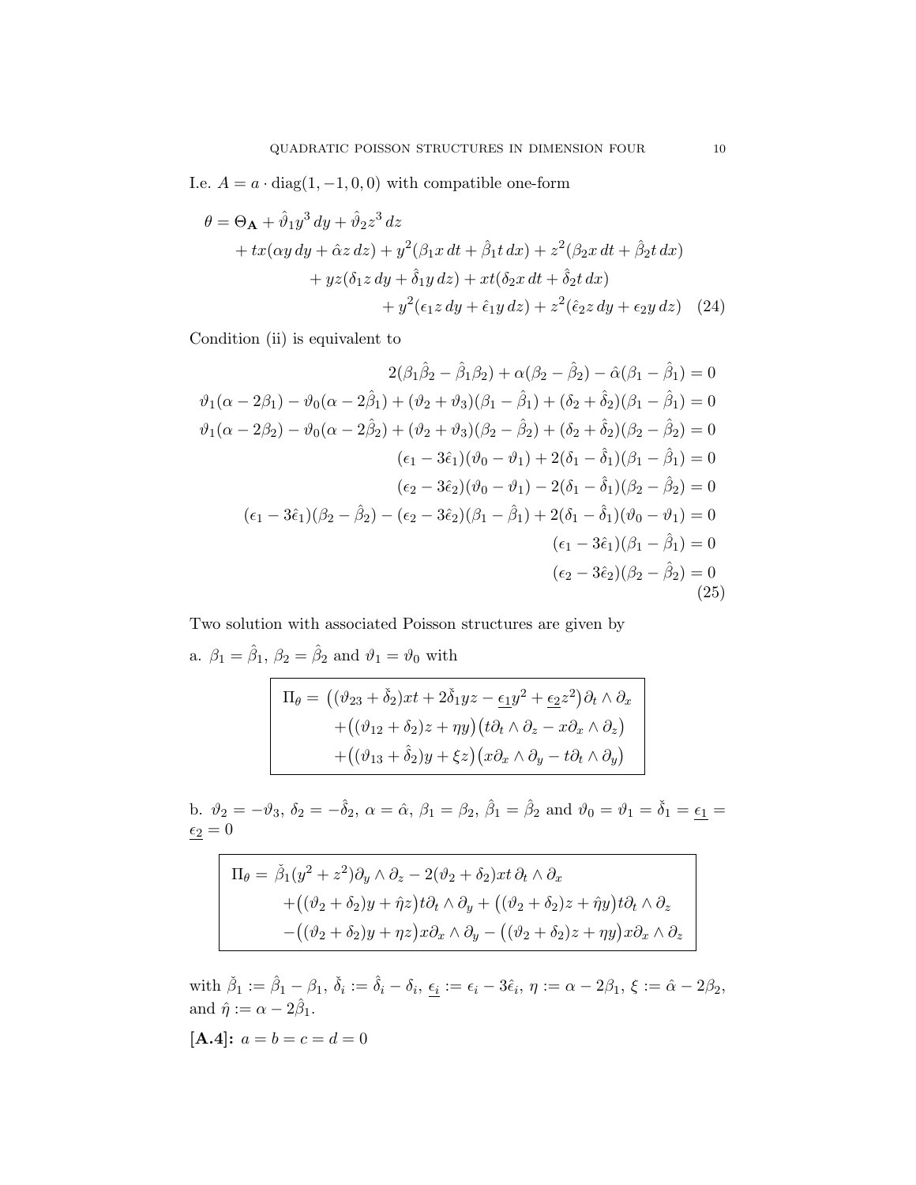I.e. $A = a \cdot \mathrm{diag}(1, -1, 0, 0)$ with compatible one-form

$$
\begin{aligned}
\theta = \Theta_{\mathbf{A}} &+ \hat{\vartheta}_1 y^3\, dy + \hat{\vartheta}_2 z^3\, dz \\
&+ tx(\alpha y\, dy + \hat{\alpha} z\, dz) + y^2(\beta_1 x\, dt + \hat{\beta}_1 t\, dx) + z^2(\beta_2 x\, dt + \hat{\beta}_2 t\, dx) \\
&\quad + yz(\delta_1 z\, dy + \hat{\delta}_1 y\, dz) + xt(\delta_2 x\, dt + \hat{\delta}_2 t\, dx) \\
&\qquad + y^2(\epsilon_1 z\, dy + \hat{\epsilon}_1 y\, dz) + z^2(\hat{\epsilon}_2 z\, dy + \epsilon_2 y\, dz) \quad (24)
\end{aligned}
$$

Condition (ii) is equivalent to

$$
\begin{aligned}
2(\beta_1\hat{\beta}_2 - \hat{\beta}_1\beta_2) + \alpha(\beta_2 - \hat{\beta}_2) - \hat{\alpha}(\beta_1 - \hat{\beta}_1) &= 0 \\
\vartheta_1(\alpha - 2\beta_1) - \vartheta_0(\alpha - 2\hat{\beta}_1) + (\vartheta_2 + \vartheta_3)(\beta_1 - \hat{\beta}_1) + (\delta_2 + \hat{\delta}_2)(\beta_1 - \hat{\beta}_1) &= 0 \\
\vartheta_1(\alpha - 2\beta_2) - \vartheta_0(\alpha - 2\hat{\beta}_2) + (\vartheta_2 + \vartheta_3)(\beta_2 - \hat{\beta}_2) + (\delta_2 + \hat{\delta}_2)(\beta_2 - \hat{\beta}_2) &= 0 \\
(\epsilon_1 - 3\hat{\epsilon}_1)(\vartheta_0 - \vartheta_1) + 2(\delta_1 - \hat{\delta}_1)(\beta_1 - \hat{\beta}_1) &= 0 \\
(\epsilon_2 - 3\hat{\epsilon}_2)(\vartheta_0 - \vartheta_1) - 2(\delta_1 - \hat{\delta}_1)(\beta_2 - \hat{\beta}_2) &= 0 \\
(\epsilon_1 - 3\hat{\epsilon}_1)(\beta_2 - \hat{\beta}_2) - (\epsilon_2 - 3\hat{\epsilon}_2)(\beta_1 - \hat{\beta}_1) + 2(\delta_1 - \hat{\delta}_1)(\vartheta_0 - \vartheta_1) &= 0 \\
(\epsilon_1 - 3\hat{\epsilon}_1)(\beta_1 - \hat{\beta}_1) &= 0 \\
(\epsilon_2 - 3\hat{\epsilon}_2)(\beta_2 - \hat{\beta}_2) &= 0
\end{aligned}
\quad (25)
$$

Two solution with associated Poisson structures are given by

a. $\beta_1 = \hat{\beta}_1$, $\beta_2 = \hat{\beta}_2$ and $\vartheta_1 = \vartheta_0$ with

$$
\boxed{
\begin{aligned}
\Pi_\theta = &\big((\vartheta_{23} + \check{\delta}_2)xt + 2\check{\delta}_1 yz - \underline{\epsilon_1} y^2 + \underline{\epsilon_2} z^2\big)\partial_t \wedge \partial_x \\
&+ \big((\vartheta_{12} + \delta_2)z + \eta y\big)\big(t\partial_t \wedge \partial_z - x\partial_x \wedge \partial_z\big) \\
&+ \big((\vartheta_{13} + \hat{\delta}_2)y + \xi z\big)\big(x\partial_x \wedge \partial_y - t\partial_t \wedge \partial_y\big)
\end{aligned}
}
$$

b. $\vartheta_2 = -\vartheta_3$, $\delta_2 = -\hat{\delta}_2$, $\alpha = \hat{\alpha}$, $\beta_1 = \beta_2$, $\hat{\beta}_1 = \hat{\beta}_2$ and $\vartheta_0 = \vartheta_1 = \check{\delta}_1 = \underline{\epsilon_1} = \underline{\epsilon_2} = 0$

$$
\boxed{
\begin{aligned}
\Pi_\theta = &\ \check{\beta}_1(y^2 + z^2)\partial_y \wedge \partial_z - 2(\vartheta_2 + \delta_2)xt\, \partial_t \wedge \partial_x \\
&+ \big((\vartheta_2 + \delta_2)y + \hat{\eta} z\big)t\partial_t \wedge \partial_y + \big((\vartheta_2 + \delta_2)z + \hat{\eta} y\big)t\partial_t \wedge \partial_z \\
&- \big((\vartheta_2 + \delta_2)y + \eta z\big)x\partial_x \wedge \partial_y - \big((\vartheta_2 + \delta_2)z + \eta y\big)x\partial_x \wedge \partial_z
\end{aligned}
}
$$

with $\check{\beta}_1 := \hat{\beta}_1 - \beta_1$, $\check{\delta}_i := \hat{\delta}_i - \delta_i$, $\underline{\epsilon_i} := \epsilon_i - 3\hat{\epsilon}_i$, $\eta := \alpha - 2\beta_1$, $\xi := \hat{\alpha} - 2\beta_2$, and $\hat{\eta} := \alpha - 2\hat{\beta}_1$.

**[A.4]:** $a = b = c = d = 0$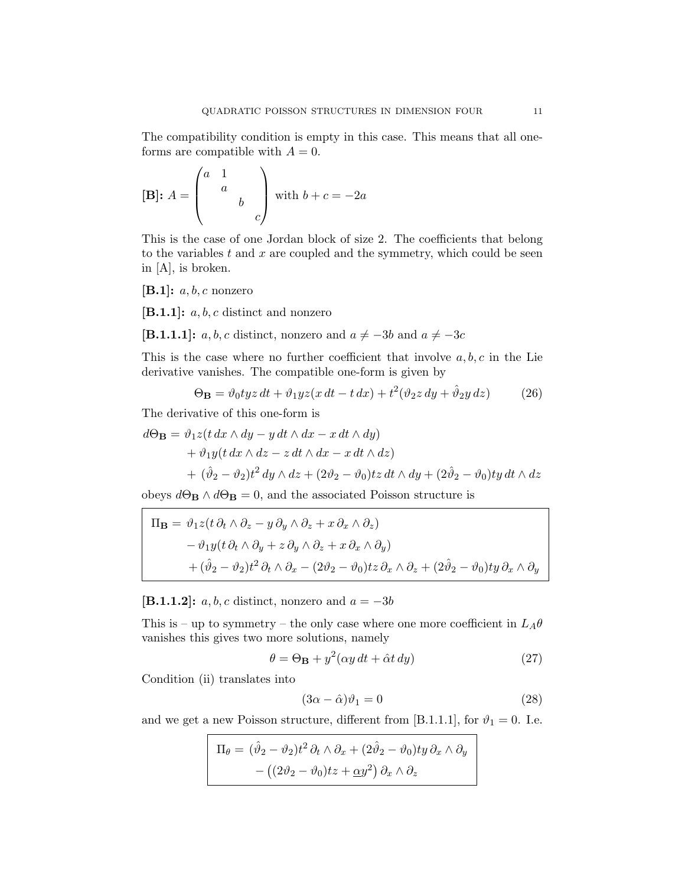The compatibility condition is empty in this case. This means that all one-forms are compatible with $A = 0$.

**[B]:** $A = \begin{pmatrix} a & 1 & & \\ & a & & \\ & & b & \\ & & & c \end{pmatrix}$ with $b + c = -2a$

This is the case of one Jordan block of size 2. The coefficients that belong to the variables $t$ and $x$ are coupled and the symmetry, which could be seen in [A], is broken.

**[B.1]:** $a, b, c$ nonzero

**[B.1.1]:** $a, b, c$ distinct and nonzero

**[B.1.1.1]:** $a, b, c$ distinct, nonzero and $a \neq -3b$ and $a \neq -3c$

This is the case where no further coefficient that involve $a, b, c$ in the Lie derivative vanishes. The compatible one-form is given by

$$\Theta_{\mathbf{B}} = \vartheta_0 tyz\, dt + \vartheta_1 yz(x\, dt - t\, dx) + t^2(\vartheta_2 z\, dy + \hat{\vartheta}_2 y\, dz) \tag{26}$$

The derivative of this one-form is

$$\begin{aligned} d\Theta_{\mathbf{B}} = &\ \vartheta_1 z(t\, dx \wedge dy - y\, dt \wedge dx - x\, dt \wedge dy) \\ &+ \vartheta_1 y(t\, dx \wedge dz - z\, dt \wedge dx - x\, dt \wedge dz) \\ &+ (\hat{\vartheta}_2 - \vartheta_2)t^2\, dy \wedge dz + (2\vartheta_2 - \vartheta_0)tz\, dt \wedge dy + (2\hat{\vartheta}_2 - \vartheta_0)ty\, dt \wedge dz \end{aligned}$$

obeys $d\Theta_{\mathbf{B}} \wedge d\Theta_{\mathbf{B}} = 0$, and the associated Poisson structure is

$$\boxed{\begin{aligned} \Pi_{\mathbf{B}} = &\ \vartheta_1 z(t\, \partial_t \wedge \partial_z - y\, \partial_y \wedge \partial_z + x\, \partial_x \wedge \partial_z) \\ &- \vartheta_1 y(t\, \partial_t \wedge \partial_y + z\, \partial_y \wedge \partial_z + x\, \partial_x \wedge \partial_y) \\ &+ (\hat{\vartheta}_2 - \vartheta_2)t^2\, \partial_t \wedge \partial_x - (2\vartheta_2 - \vartheta_0)tz\, \partial_x \wedge \partial_z + (2\hat{\vartheta}_2 - \vartheta_0)ty\, \partial_x \wedge \partial_y \end{aligned}}$$

**[B.1.1.2]:** $a, b, c$ distinct, nonzero and $a = -3b$

This is – up to symmetry – the only case where one more coefficient in $L_A\theta$ vanishes this gives two more solutions, namely

$$\theta = \Theta_{\mathbf{B}} + y^2(\alpha y\, dt + \hat{\alpha} t\, dy) \tag{27}$$

Condition (ii) translates into

$$(3\alpha - \hat{\alpha})\vartheta_1 = 0 \tag{28}$$

and we get a new Poisson structure, different from [B.1.1.1], for $\vartheta_1 = 0$. I.e.

$$\boxed{\begin{aligned} \Pi_\theta = &\ (\hat{\vartheta}_2 - \vartheta_2)t^2\, \partial_t \wedge \partial_x + (2\hat{\vartheta}_2 - \vartheta_0)ty\, \partial_x \wedge \partial_y \\ &- \left((2\vartheta_2 - \vartheta_0)tz + \underline{\alpha} y^2\right) \partial_x \wedge \partial_z \end{aligned}}$$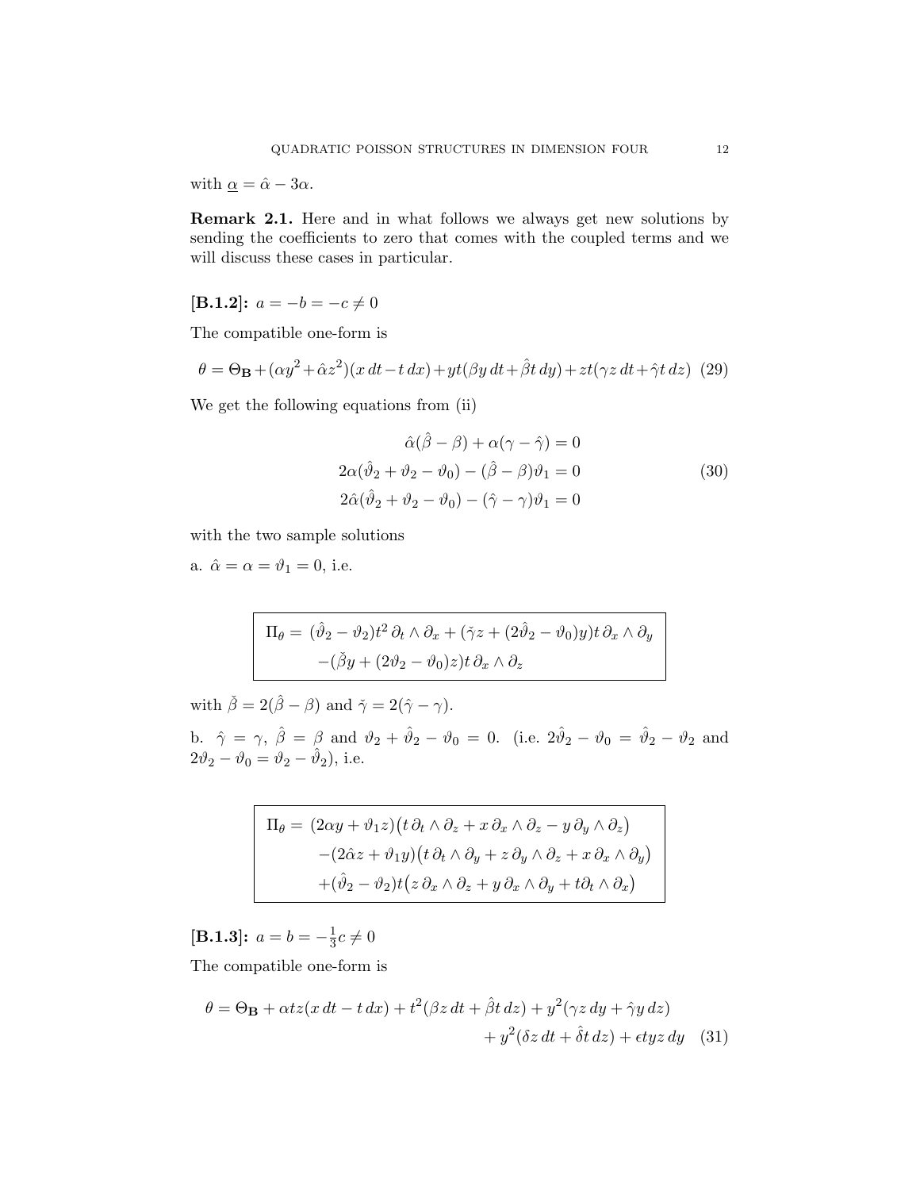with $\underline{\alpha} = \hat{\alpha} - 3\alpha$.

**Remark 2.1.** Here and in what follows we always get new solutions by sending the coefficients to zero that comes with the coupled terms and we will discuss these cases in particular.

**[B.1.2]:** $a = -b = -c \neq 0$

The compatible one-form is

$$\theta = \Theta_{\mathbf{B}} + (\alpha y^2 + \hat{\alpha} z^2)(x\,dt - t\,dx) + yt(\beta y\,dt + \hat{\beta} t\,dy) + zt(\gamma z\,dt + \hat{\gamma} t\,dz) \quad (29)$$

We get the following equations from (ii)

$$\begin{aligned} \hat{\alpha}(\hat{\beta} - \beta) + \alpha(\gamma - \hat{\gamma}) &= 0 \\ 2\alpha(\hat{\vartheta}_2 + \vartheta_2 - \vartheta_0) - (\hat{\beta} - \beta)\vartheta_1 &= 0 \\ 2\hat{\alpha}(\hat{\vartheta}_2 + \vartheta_2 - \vartheta_0) - (\hat{\gamma} - \gamma)\vartheta_1 &= 0 \end{aligned} \quad (30)$$

with the two sample solutions

a. $\hat{\alpha} = \alpha = \vartheta_1 = 0$, i.e.

$$\boxed{\begin{aligned} \Pi_\theta = \;& (\hat{\vartheta}_2 - \vartheta_2)t^2\,\partial_t \wedge \partial_x + (\check{\gamma} z + (2\hat{\vartheta}_2 - \vartheta_0)y)t\,\partial_x \wedge \partial_y \\ & -(\check{\beta} y + (2\vartheta_2 - \vartheta_0)z)t\,\partial_x \wedge \partial_z \end{aligned}}$$

with $\check{\beta} = 2(\hat{\beta} - \beta)$ and $\check{\gamma} = 2(\hat{\gamma} - \gamma)$.

b. $\hat{\gamma} = \gamma$, $\hat{\beta} = \beta$ and $\vartheta_2 + \hat{\vartheta}_2 - \vartheta_0 = 0$. (i.e. $2\hat{\vartheta}_2 - \vartheta_0 = \hat{\vartheta}_2 - \vartheta_2$ and $2\vartheta_2 - \vartheta_0 = \vartheta_2 - \hat{\vartheta}_2$), i.e.

$$\boxed{\begin{aligned} \Pi_\theta = \;& (2\alpha y + \vartheta_1 z)\big(t\,\partial_t \wedge \partial_z + x\,\partial_x \wedge \partial_z - y\,\partial_y \wedge \partial_z\big) \\ & -(2\hat{\alpha} z + \vartheta_1 y)\big(t\,\partial_t \wedge \partial_y + z\,\partial_y \wedge \partial_z + x\,\partial_x \wedge \partial_y\big) \\ & +(\hat{\vartheta}_2 - \vartheta_2)t\big(z\,\partial_x \wedge \partial_z + y\,\partial_x \wedge \partial_y + t\partial_t \wedge \partial_x\big) \end{aligned}}$$

**[B.1.3]:** $a = b = -\frac{1}{3}c \neq 0$

The compatible one-form is

$$\begin{aligned} \theta = \Theta_{\mathbf{B}} + \alpha tz(x\,dt - t\,dx) + t^2(\beta z\,dt + \hat{\beta} t\,dz) + y^2(\gamma z\,dy + \hat{\gamma} y\,dz) \\ + y^2(\delta z\,dt + \hat{\delta} t\,dz) + \epsilon tyz\,dy \quad (31) \end{aligned}$$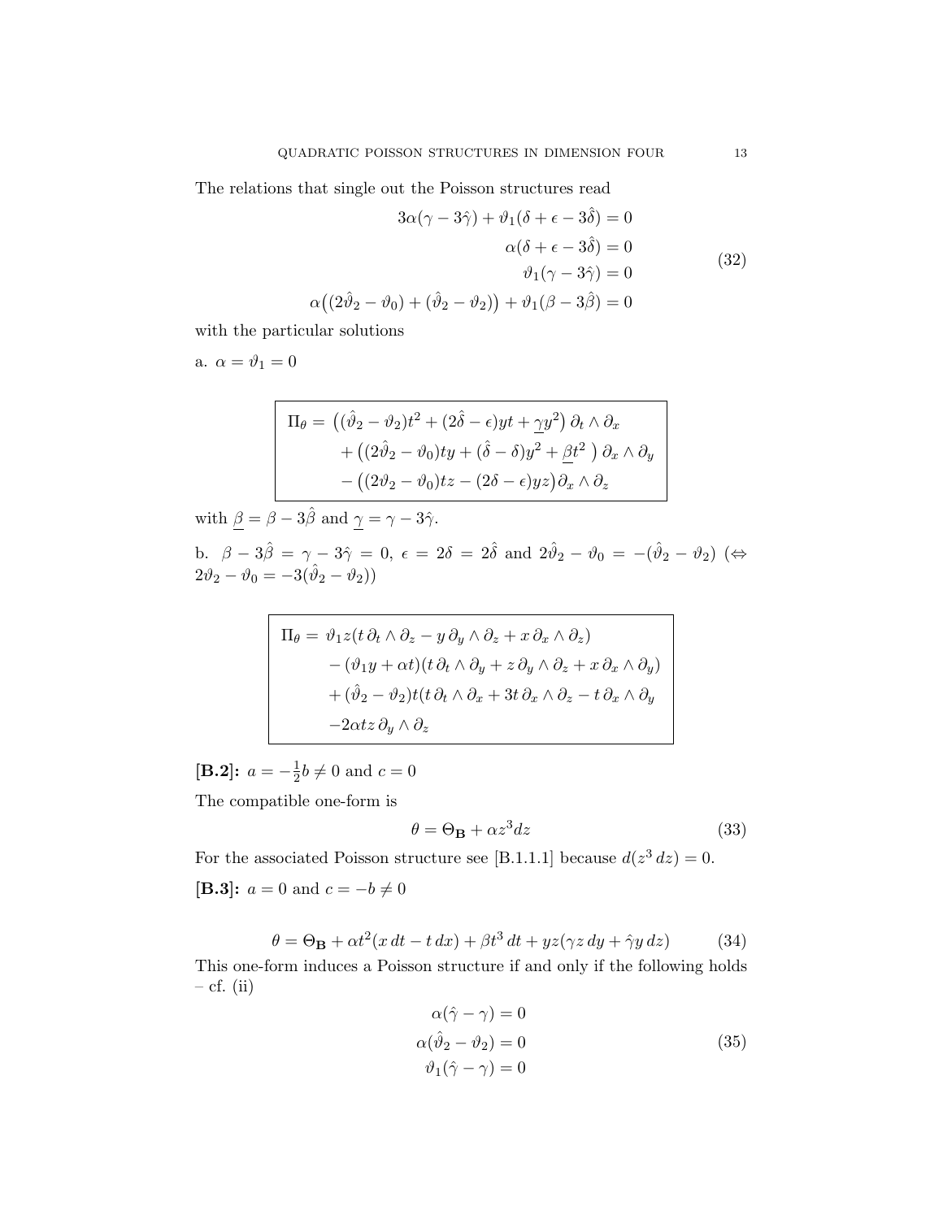The relations that single out the Poisson structures read

$$
\begin{aligned}
3\alpha(\gamma - 3\hat{\gamma}) + \vartheta_1(\delta + \epsilon - 3\hat{\delta}) &= 0 \\
\alpha(\delta + \epsilon - 3\hat{\delta}) &= 0 \\
\vartheta_1(\gamma - 3\hat{\gamma}) &= 0 \\
\alpha\big((2\hat{\vartheta}_2 - \vartheta_0) + (\hat{\vartheta}_2 - \vartheta_2)\big) + \vartheta_1(\beta - 3\hat{\beta}) &= 0
\end{aligned}
\tag{32}
$$

with the particular solutions

a. $\alpha = \vartheta_1 = 0$

$$
\begin{aligned}
\Pi_\theta = &\ \big((\hat{\vartheta}_2 - \vartheta_2)t^2 + (2\hat{\delta} - \epsilon)yt + \underline{\gamma}y^2\big)\,\partial_t \wedge \partial_x \\
&+ \big((2\hat{\vartheta}_2 - \vartheta_0)ty + (\hat{\delta} - \delta)y^2 + \underline{\beta}t^2\ \big)\,\partial_x \wedge \partial_y \\
&- \big((2\vartheta_2 - \vartheta_0)tz - (2\delta - \epsilon)yz\big)\partial_x \wedge \partial_z
\end{aligned}
$$

with $\underline{\beta} = \beta - 3\hat{\beta}$ and $\underline{\gamma} = \gamma - 3\hat{\gamma}$.

b. $\beta - 3\hat{\beta} = \gamma - 3\hat{\gamma} = 0$, $\epsilon = 2\delta = 2\hat{\delta}$ and $2\hat{\vartheta}_2 - \vartheta_0 = -(\hat{\vartheta}_2 - \vartheta_2)$ ($\Leftrightarrow$ $2\vartheta_2 - \vartheta_0 = -3(\hat{\vartheta}_2 - \vartheta_2)$)

$$
\begin{aligned}
\Pi_\theta = &\ \vartheta_1 z(t\,\partial_t \wedge \partial_z - y\,\partial_y \wedge \partial_z + x\,\partial_x \wedge \partial_z) \\
&- (\vartheta_1 y + \alpha t)(t\,\partial_t \wedge \partial_y + z\,\partial_y \wedge \partial_z + x\,\partial_x \wedge \partial_y) \\
&+ (\hat{\vartheta}_2 - \vartheta_2)t(t\,\partial_t \wedge \partial_x + 3t\,\partial_x \wedge \partial_z - t\,\partial_x \wedge \partial_y \\
&- 2\alpha tz\,\partial_y \wedge \partial_z
\end{aligned}
$$

**[B.2]:** $a = -\frac{1}{2}b \neq 0$ and $c = 0$

The compatible one-form is

$$
\theta = \Theta_{\mathbf{B}} + \alpha z^3 dz \tag{33}
$$

For the associated Poisson structure see [B.1.1.1] because $d(z^3\,dz) = 0$.

**[B.3]:** $a = 0$ and $c = -b \neq 0$

$$
\theta = \Theta_{\mathbf{B}} + \alpha t^2(x\,dt - t\,dx) + \beta t^3\,dt + yz(\gamma z\,dy + \hat{\gamma} y\,dz) \tag{34}
$$

This one-form induces a Poisson structure if and only if the following holds – cf. (ii)

$$
\begin{aligned}
\alpha(\hat{\gamma} - \gamma) &= 0 \\
\alpha(\hat{\vartheta}_2 - \vartheta_2) &= 0 \\
\vartheta_1(\hat{\gamma} - \gamma) &= 0
\end{aligned}
\tag{35}
$$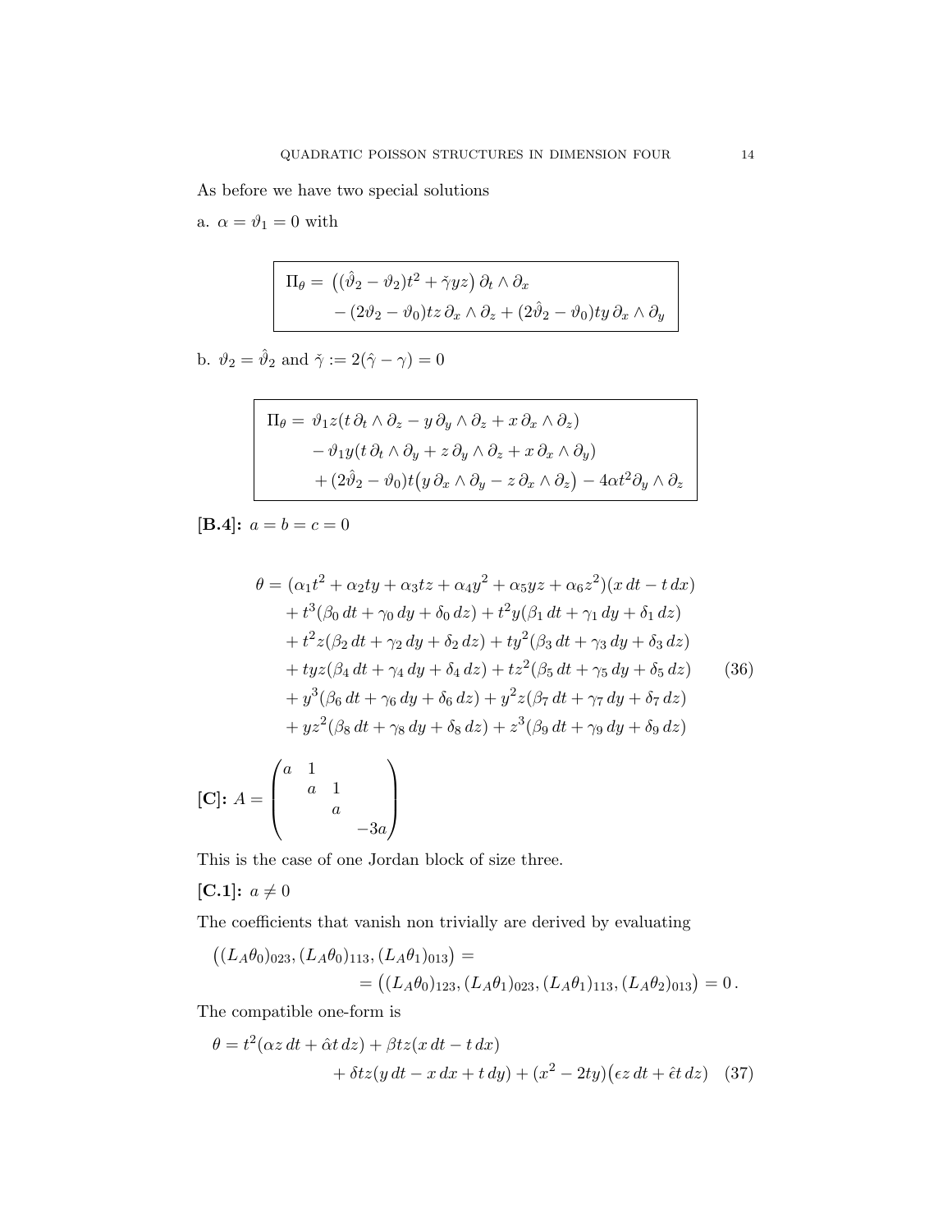As before we have two special solutions

a. $\alpha = \vartheta_1 = 0$ with

$$
\boxed{\begin{aligned}\Pi_\theta = &\left((\hat{\vartheta}_2 - \vartheta_2)t^2 + \check{\gamma} yz\right) \partial_t \wedge \partial_x \\ &- (2\vartheta_2 - \vartheta_0)tz\, \partial_x \wedge \partial_z + (2\hat{\vartheta}_2 - \vartheta_0)ty\, \partial_x \wedge \partial_y\end{aligned}}
$$

b. $\vartheta_2 = \hat{\vartheta}_2$ and $\check{\gamma} := 2(\hat{\gamma} - \gamma) = 0$

$$
\boxed{\begin{aligned}\Pi_\theta = &\ \vartheta_1 z(t\, \partial_t \wedge \partial_z - y\, \partial_y \wedge \partial_z + x\, \partial_x \wedge \partial_z) \\ &- \vartheta_1 y(t\, \partial_t \wedge \partial_y + z\, \partial_y \wedge \partial_z + x\, \partial_x \wedge \partial_y) \\ &+ (2\hat{\vartheta}_2 - \vartheta_0)t\big(y\, \partial_x \wedge \partial_y - z\, \partial_x \wedge \partial_z\big) - 4\alpha t^2 \partial_y \wedge \partial_z\end{aligned}}
$$

**[B.4]:** $a = b = c = 0$

$$
\begin{aligned}
\theta = &(\alpha_1 t^2 + \alpha_2 ty + \alpha_3 tz + \alpha_4 y^2 + \alpha_5 yz + \alpha_6 z^2)(x\, dt - t\, dx) \\
&+ t^3(\beta_0\, dt + \gamma_0\, dy + \delta_0\, dz) + t^2 y(\beta_1\, dt + \gamma_1\, dy + \delta_1\, dz) \\
&+ t^2 z(\beta_2\, dt + \gamma_2\, dy + \delta_2\, dz) + ty^2(\beta_3\, dt + \gamma_3\, dy + \delta_3\, dz) \\
&+ tyz(\beta_4\, dt + \gamma_4\, dy + \delta_4\, dz) + tz^2(\beta_5\, dt + \gamma_5\, dy + \delta_5\, dz) \\
&+ y^3(\beta_6\, dt + \gamma_6\, dy + \delta_6\, dz) + y^2 z(\beta_7\, dt + \gamma_7\, dy + \delta_7\, dz) \\
&+ yz^2(\beta_8\, dt + \gamma_8\, dy + \delta_8\, dz) + z^3(\beta_9\, dt + \gamma_9\, dy + \delta_9\, dz)
\end{aligned} \tag{36}
$$

**[C]:** $A = \begin{pmatrix} a & 1 & & \\ & a & 1 & \\ & & a & \\ & & & -3a \end{pmatrix}$

This is the case of one Jordan block of size three.

**[C.1]:** $a \neq 0$

The coefficients that vanish non trivially are derived by evaluating

$$
\begin{aligned}
\big((L_A\theta_0)_{023}, (L_A\theta_0)_{113}, (L_A\theta_1)_{013}\big) &= \\
&= \big((L_A\theta_0)_{123}, (L_A\theta_1)_{023}, (L_A\theta_1)_{113}, (L_A\theta_2)_{013}\big) = 0\,.
\end{aligned}
$$

The compatible one-form is

$$
\begin{aligned}
\theta = &\ t^2(\alpha z\, dt + \hat{\alpha} t\, dz) + \beta tz(x\, dt - t\, dx) \\
&+ \delta tz(y\, dt - x\, dx + t\, dy) + (x^2 - 2ty)\big(\epsilon z\, dt + \hat{\epsilon} t\, dz\big)
\end{aligned} \tag{37}
$$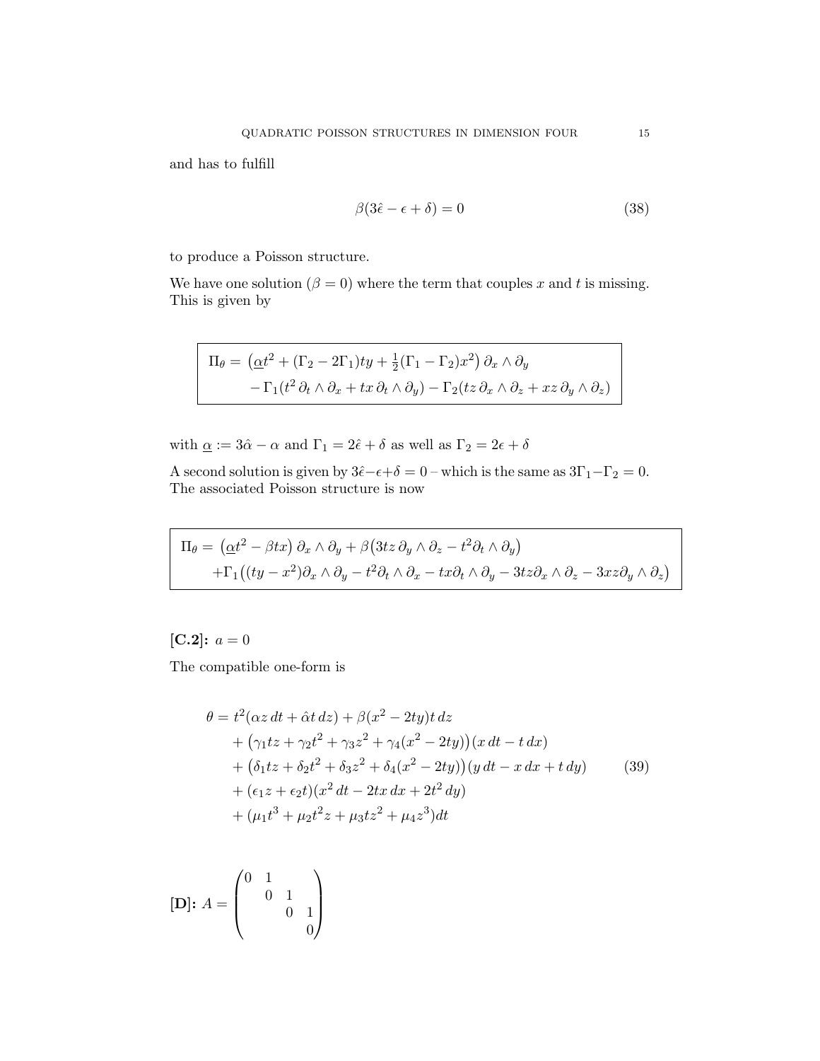and has to fulfill

$$\beta(3\hat{\epsilon} - \epsilon + \delta) = 0 \tag{38}$$

to produce a Poisson structure.

We have one solution ($\beta = 0$) where the term that couples $x$ and $t$ is missing. This is given by

$$\boxed{\begin{aligned}\Pi_\theta = &\left(\underline{\alpha} t^2 + (\Gamma_2 - 2\Gamma_1)ty + \tfrac{1}{2}(\Gamma_1 - \Gamma_2)x^2\right)\partial_x \wedge \partial_y \\ &- \Gamma_1(t^2\,\partial_t \wedge \partial_x + tx\,\partial_t \wedge \partial_y) - \Gamma_2(tz\,\partial_x \wedge \partial_z + xz\,\partial_y \wedge \partial_z)\end{aligned}}$$

with $\underline{\alpha} := 3\hat{\alpha} - \alpha$ and $\Gamma_1 = 2\hat{\epsilon} + \delta$ as well as $\Gamma_2 = 2\epsilon + \delta$

A second solution is given by $3\hat{\epsilon} - \epsilon + \delta = 0$ – which is the same as $3\Gamma_1 - \Gamma_2 = 0$. The associated Poisson structure is now

$$\boxed{\begin{aligned}\Pi_\theta = &\left(\underline{\alpha} t^2 - \beta tx\right)\partial_x \wedge \partial_y + \beta\left(3tz\,\partial_y \wedge \partial_z - t^2\partial_t \wedge \partial_y\right) \\ &+ \Gamma_1\left((ty - x^2)\partial_x \wedge \partial_y - t^2\partial_t \wedge \partial_x - tx\partial_t \wedge \partial_y - 3tz\partial_x \wedge \partial_z - 3xz\partial_y \wedge \partial_z\right)\end{aligned}}$$

**[C.2]:** $a = 0$

The compatible one-form is

$$\begin{aligned}\theta = &\ t^2(\alpha z\,dt + \hat{\alpha} t\,dz) + \beta(x^2 - 2ty)t\,dz \\ &+ \left(\gamma_1 tz + \gamma_2 t^2 + \gamma_3 z^2 + \gamma_4(x^2 - 2ty)\right)(x\,dt - t\,dx) \\ &+ \left(\delta_1 tz + \delta_2 t^2 + \delta_3 z^2 + \delta_4(x^2 - 2ty)\right)(y\,dt - x\,dx + t\,dy) \\ &+ (\epsilon_1 z + \epsilon_2 t)(x^2\,dt - 2tx\,dx + 2t^2\,dy) \\ &+ (\mu_1 t^3 + \mu_2 t^2 z + \mu_3 tz^2 + \mu_4 z^3)dt\end{aligned} \tag{39}$$

**[D]:** $A = \begin{pmatrix} 0 & 1 & & \\ & 0 & 1 & \\ & & 0 & 1 \\ & & & 0 \end{pmatrix}$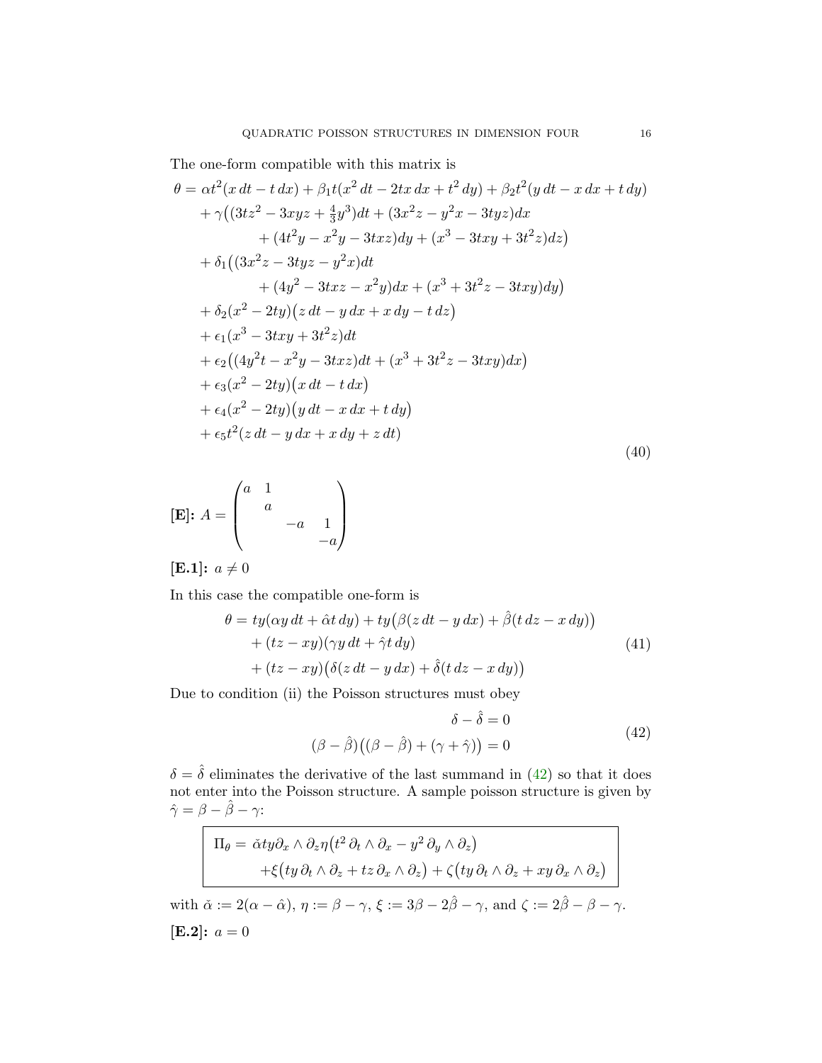The one-form compatible with this matrix is

$$
\begin{aligned}
\theta = {} & \alpha t^2(x\,dt - t\,dx) + \beta_1 t(x^2\,dt - 2tx\,dx + t^2\,dy) + \beta_2 t^2(y\,dt - x\,dx + t\,dy) \\
& + \gamma\big((3tz^2 - 3xyz + \tfrac{4}{3}y^3)dt + (3x^2z - y^2x - 3tyz)dx \\
& \qquad + (4t^2y - x^2y - 3txz)dy + (x^3 - 3txy + 3t^2z)dz\big) \\
& + \delta_1\big((3x^2z - 3tyz - y^2x)dt \\
& \qquad + (4y^2 - 3txz - x^2y)dx + (x^3 + 3t^2z - 3txy)dy\big) \\
& + \delta_2(x^2 - 2ty)\big(z\,dt - y\,dx + x\,dy - t\,dz\big) \\
& + \epsilon_1(x^3 - 3txy + 3t^2z)dt \\
& + \epsilon_2\big((4y^2t - x^2y - 3txz)dt + (x^3 + 3t^2z - 3txy)dx\big) \\
& + \epsilon_3(x^2 - 2ty)\big(x\,dt - t\,dx\big) \\
& + \epsilon_4(x^2 - 2ty)\big(y\,dt - x\,dx + t\,dy\big) \\
& + \epsilon_5 t^2(z\,dt - y\,dx + x\,dy + z\,dt)
\end{aligned} \tag{40}
$$

**[E]:** $A = \begin{pmatrix} a & 1 & & \\ & a & & \\ & & -a & 1 \\ & & & -a \end{pmatrix}$

**[E.1]:** $a \neq 0$

In this case the compatible one-form is

$$
\begin{aligned}
\theta = {} & ty(\alpha y\,dt + \hat{\alpha} t\,dy) + ty\big(\beta(z\,dt - y\,dx) + \hat{\beta}(t\,dz - x\,dy)\big) \\
& + (tz - xy)(\gamma y\,dt + \hat{\gamma} t\,dy) \\
& + (tz - xy)\big(\delta(z\,dt - y\,dx) + \hat{\delta}(t\,dz - x\,dy)\big)
\end{aligned} \tag{41}
$$

Due to condition (ii) the Poisson structures must obey

$$
\begin{aligned}
\delta - \hat{\delta} &= 0 \\
(\beta - \hat{\beta})\big((\beta - \hat{\beta}) + (\gamma + \hat{\gamma})\big) &= 0
\end{aligned} \tag{42}
$$

$\delta = \hat{\delta}$ eliminates the derivative of the last summand in (42) so that it does not enter into the Poisson structure. A sample poisson structure is given by $\hat{\gamma} = \beta - \hat{\beta} - \gamma$:

$$
\boxed{
\begin{aligned}
\Pi_\theta = {} & \breve{\alpha} ty \partial_x \wedge \partial_z \eta\big(t^2\,\partial_t \wedge \partial_x - y^2\,\partial_y \wedge \partial_z\big) \\
& + \xi\big(ty\,\partial_t \wedge \partial_z + tz\,\partial_x \wedge \partial_z\big) + \zeta\big(ty\,\partial_t \wedge \partial_z + xy\,\partial_x \wedge \partial_z\big)
\end{aligned}
}
$$

with $\breve{\alpha} := 2(\alpha - \hat{\alpha})$, $\eta := \beta - \gamma$, $\xi := 3\beta - 2\hat{\beta} - \gamma$, and $\zeta := 2\hat{\beta} - \beta - \gamma$.

**[E.2]:** $a = 0$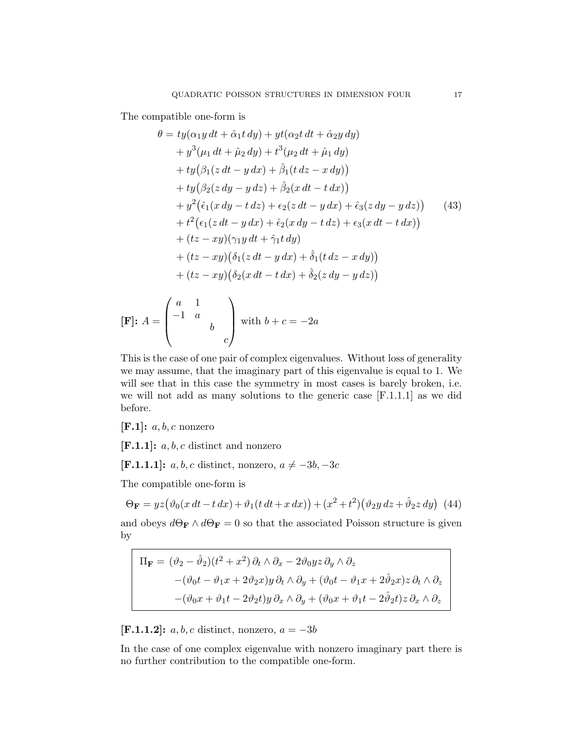The compatible one-form is

$$
\begin{aligned}
\theta = {} & ty(\alpha_1 y\,dt + \hat{\alpha}_1 t\,dy) + yt(\alpha_2 t\,dt + \hat{\alpha}_2 y\,dy) \\
& + y^3(\mu_1\,dt + \hat{\mu}_2\,dy) + t^3(\mu_2\,dt + \hat{\mu}_1\,dy) \\
& + ty\big(\beta_1(z\,dt - y\,dx) + \hat{\beta}_1(t\,dz - x\,dy)\big) \\
& + ty\big(\beta_2(z\,dy - y\,dz) + \hat{\beta}_2(x\,dt - t\,dx)\big) \\
& + y^2\big(\hat{\epsilon}_1(x\,dy - t\,dz) + \epsilon_2(z\,dt - y\,dx) + \hat{\epsilon}_3(z\,dy - y\,dz)\big) \\
& + t^2\big(\epsilon_1(z\,dt - y\,dx) + \hat{\epsilon}_2(x\,dy - t\,dz) + \epsilon_3(x\,dt - t\,dx)\big) \\
& + (tz - xy)(\gamma_1 y\,dt + \hat{\gamma}_1 t\,dy) \\
& + (tz - xy)\big(\delta_1(z\,dt - y\,dx) + \hat{\delta}_1(t\,dz - x\,dy)\big) \\
& + (tz - xy)\big(\delta_2(x\,dt - t\,dx) + \hat{\delta}_2(z\,dy - y\,dz)\big)
\end{aligned} \tag{43}
$$

**[F]:** $A = \begin{pmatrix} a & 1 & & \\ -1 & a & & \\ & & b & \\ & & & c \end{pmatrix}$ with $b + c = -2a$

This is the case of one pair of complex eigenvalues. Without loss of generality we may assume, that the imaginary part of this eigenvalue is equal to 1. We will see that in this case the symmetry in most cases is barely broken, i.e. we will not add as many solutions to the generic case [F.1.1.1] as we did before.

**[F.1]:** $a, b, c$ nonzero

**[F.1.1]:** $a, b, c$ distinct and nonzero

**[F.1.1.1]:** $a, b, c$ distinct, nonzero, $a \neq -3b, -3c$

The compatible one-form is

$$
\Theta_{\mathbf{F}} = yz\big(\vartheta_0(x\,dt - t\,dx) + \vartheta_1(t\,dt + x\,dx)\big) + (x^2 + t^2)\big(\vartheta_2 y\,dz + \hat{\vartheta}_2 z\,dy\big) \tag{44}
$$

and obeys $d\Theta_{\mathbf{F}} \wedge d\Theta_{\mathbf{F}} = 0$ so that the associated Poisson structure is given by

$$
\boxed{
\begin{aligned}
\Pi_{\mathbf{F}} = {} & (\vartheta_2 - \hat{\vartheta}_2)(t^2 + x^2)\,\partial_t \wedge \partial_x - 2\vartheta_0 yz\,\partial_y \wedge \partial_z \\
& -(\vartheta_0 t - \vartheta_1 x + 2\vartheta_2 x)y\,\partial_t \wedge \partial_y + (\vartheta_0 t - \vartheta_1 x + 2\hat{\vartheta}_2 x)z\,\partial_t \wedge \partial_z \\
& -(\vartheta_0 x + \vartheta_1 t - 2\vartheta_2 t)y\,\partial_x \wedge \partial_y + (\vartheta_0 x + \vartheta_1 t - 2\hat{\vartheta}_2 t)z\,\partial_x \wedge \partial_z
\end{aligned}
}
$$

**[F.1.1.2]:** $a, b, c$ distinct, nonzero, $a = -3b$

In the case of one complex eigenvalue with nonzero imaginary part there is no further contribution to the compatible one-form.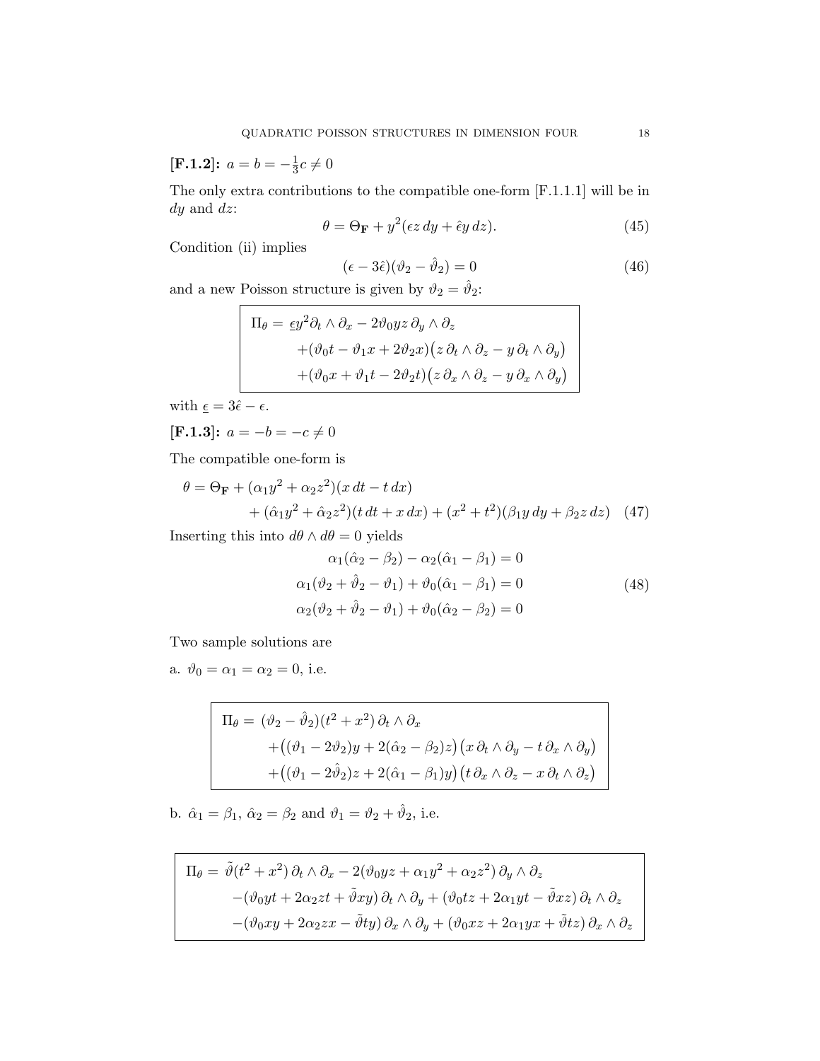**[F.1.2]:** $a = b = -\frac{1}{3}c \neq 0$

The only extra contributions to the compatible one-form [F.1.1.1] will be in $dy$ and $dz$:

$$\theta = \Theta_{\mathbf{F}} + y^2(\epsilon z\, dy + \hat{\epsilon} y\, dz). \tag{45}$$

Condition (ii) implies

$$(\epsilon - 3\hat{\epsilon})(\vartheta_2 - \hat{\vartheta}_2) = 0 \tag{46}$$

and a new Poisson structure is given by $\vartheta_2 = \hat{\vartheta}_2$:

$$\begin{aligned}
\Pi_\theta =\ & \underline{\epsilon} y^2 \partial_t \wedge \partial_x - 2\vartheta_0 yz\, \partial_y \wedge \partial_z \\
&+ (\vartheta_0 t - \vartheta_1 x + 2\vartheta_2 x)\big(z\, \partial_t \wedge \partial_z - y\, \partial_t \wedge \partial_y\big) \\
&+ (\vartheta_0 x + \vartheta_1 t - 2\vartheta_2 t)\big(z\, \partial_x \wedge \partial_z - y\, \partial_x \wedge \partial_y\big)
\end{aligned}$$

with $\underline{\epsilon} = 3\hat{\epsilon} - \epsilon$.

**[F.1.3]:** $a = -b = -c \neq 0$

The compatible one-form is

$$\begin{aligned}
\theta = \Theta_{\mathbf{F}} &+ (\alpha_1 y^2 + \alpha_2 z^2)(x\, dt - t\, dx) \\
&+ (\hat{\alpha}_1 y^2 + \hat{\alpha}_2 z^2)(t\, dt + x\, dx) + (x^2 + t^2)(\beta_1 y\, dy + \beta_2 z\, dz)
\end{aligned} \tag{47}$$

Inserting this into $d\theta \wedge d\theta = 0$ yields

$$\begin{aligned}
\alpha_1(\hat{\alpha}_2 - \beta_2) - \alpha_2(\hat{\alpha}_1 - \beta_1) &= 0 \\
\alpha_1(\vartheta_2 + \hat{\vartheta}_2 - \vartheta_1) + \vartheta_0(\hat{\alpha}_1 - \beta_1) &= 0 \\
\alpha_2(\vartheta_2 + \hat{\vartheta}_2 - \vartheta_1) + \vartheta_0(\hat{\alpha}_2 - \beta_2) &= 0
\end{aligned} \tag{48}$$

Two sample solutions are

a. $\vartheta_0 = \alpha_1 = \alpha_2 = 0$, i.e.

$$\begin{aligned}
\Pi_\theta =\ & (\vartheta_2 - \hat{\vartheta}_2)(t^2 + x^2)\, \partial_t \wedge \partial_x \\
&+ \big((\vartheta_1 - 2\vartheta_2)y + 2(\hat{\alpha}_2 - \beta_2)z\big)\big(x\, \partial_t \wedge \partial_y - t\, \partial_x \wedge \partial_y\big) \\
&+ \big((\vartheta_1 - 2\hat{\vartheta}_2)z + 2(\hat{\alpha}_1 - \beta_1)y\big)\big(t\, \partial_x \wedge \partial_z - x\, \partial_t \wedge \partial_z\big)
\end{aligned}$$

b. $\hat{\alpha}_1 = \beta_1$, $\hat{\alpha}_2 = \beta_2$ and $\vartheta_1 = \vartheta_2 + \hat{\vartheta}_2$, i.e.

$$\begin{aligned}
\Pi_\theta =\ & \tilde{\vartheta}(t^2 + x^2)\, \partial_t \wedge \partial_x - 2(\vartheta_0 yz + \alpha_1 y^2 + \alpha_2 z^2)\, \partial_y \wedge \partial_z \\
&- (\vartheta_0 yt + 2\alpha_2 zt + \tilde{\vartheta} xy)\, \partial_t \wedge \partial_y + (\vartheta_0 tz + 2\alpha_1 yt - \tilde{\vartheta} xz)\, \partial_t \wedge \partial_z \\
&- (\vartheta_0 xy + 2\alpha_2 zx - \tilde{\vartheta} ty)\, \partial_x \wedge \partial_y + (\vartheta_0 xz + 2\alpha_1 yx + \tilde{\vartheta} tz)\, \partial_x \wedge \partial_z
\end{aligned}$$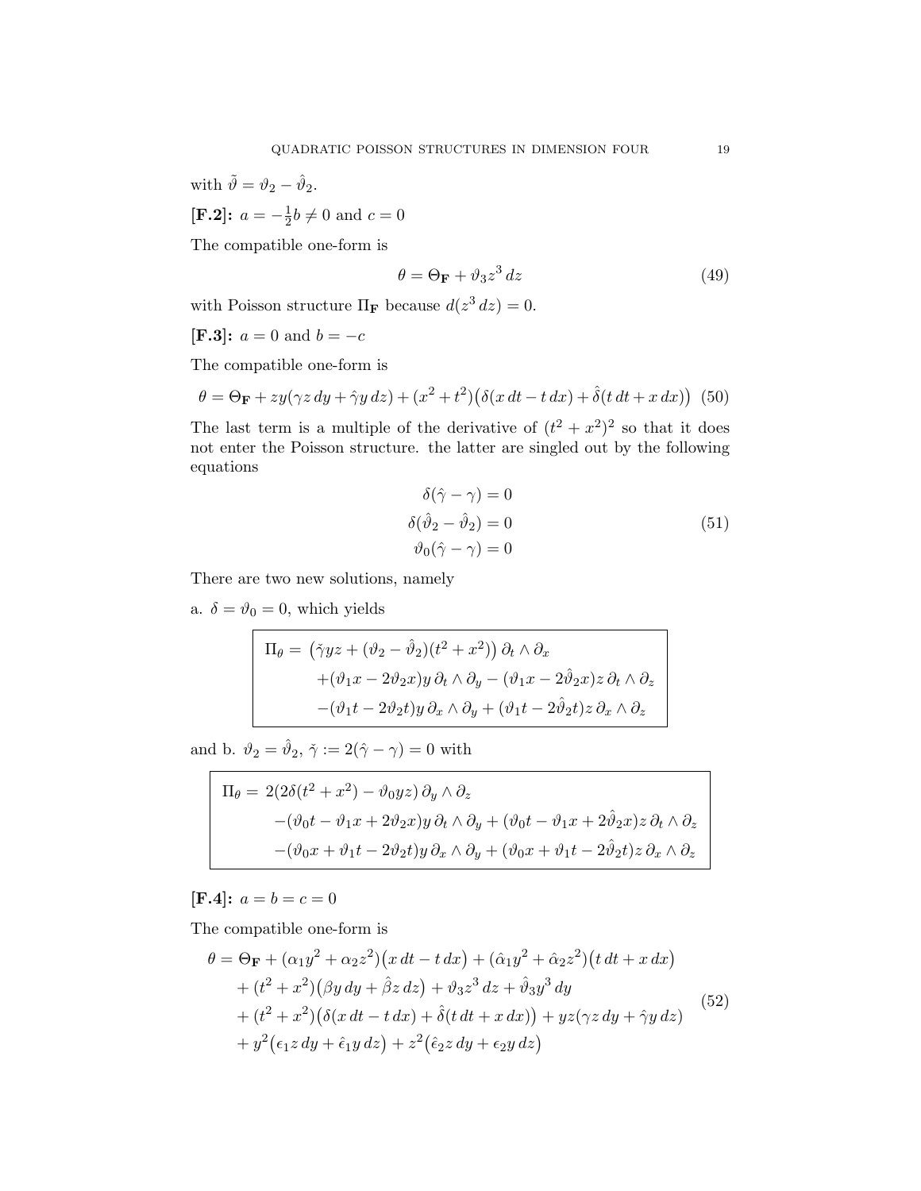with $\tilde{\vartheta} = \vartheta_2 - \hat{\vartheta}_2$.

**[F.2]:** $a = -\frac{1}{2}b \neq 0$ and $c = 0$

The compatible one-form is

$$\theta = \Theta_{\mathbf{F}} + \vartheta_3 z^3 \, dz \tag{49}$$

with Poisson structure $\Pi_{\mathbf{F}}$ because $d(z^3 \, dz) = 0$.

**[F.3]:** $a = 0$ and $b = -c$

The compatible one-form is

$$\theta = \Theta_{\mathbf{F}} + zy(\gamma z \, dy + \hat{\gamma} y \, dz) + (x^2 + t^2)\big(\delta(x \, dt - t \, dx) + \hat{\delta}(t \, dt + x \, dx)\big) \tag{50}$$

The last term is a multiple of the derivative of $(t^2 + x^2)^2$ so that it does not enter the Poisson structure. the latter are singled out by the following equations

$$\begin{aligned} \delta(\hat{\gamma} - \gamma) &= 0 \\ \delta(\vartheta_2 - \hat{\vartheta}_2) &= 0 \\ \vartheta_0(\hat{\gamma} - \gamma) &= 0 \end{aligned} \tag{51}$$

There are two new solutions, namely

a. $\delta = \vartheta_0 = 0$, which yields

$$\boxed{\begin{aligned} \Pi_\theta = \; & \big(\check{\gamma} yz + (\vartheta_2 - \hat{\vartheta}_2)(t^2 + x^2)\big) \, \partial_t \wedge \partial_x \\ & + (\vartheta_1 x - 2\vartheta_2 x) y \, \partial_t \wedge \partial_y - (\vartheta_1 x - 2\hat{\vartheta}_2 x) z \, \partial_t \wedge \partial_z \\ & - (\vartheta_1 t - 2\vartheta_2 t) y \, \partial_x \wedge \partial_y + (\vartheta_1 t - 2\hat{\vartheta}_2 t) z \, \partial_x \wedge \partial_z \end{aligned}}$$

and b. $\vartheta_2 = \hat{\vartheta}_2$, $\check{\gamma} := 2(\hat{\gamma} - \gamma) = 0$ with

$$\boxed{\begin{aligned} \Pi_\theta = \; & 2(2\delta(t^2 + x^2) - \vartheta_0 yz) \, \partial_y \wedge \partial_z \\ & - (\vartheta_0 t - \vartheta_1 x + 2\vartheta_2 x) y \, \partial_t \wedge \partial_y + (\vartheta_0 t - \vartheta_1 x + 2\hat{\vartheta}_2 x) z \, \partial_t \wedge \partial_z \\ & - (\vartheta_0 x + \vartheta_1 t - 2\vartheta_2 t) y \, \partial_x \wedge \partial_y + (\vartheta_0 x + \vartheta_1 t - 2\hat{\vartheta}_2 t) z \, \partial_x \wedge \partial_z \end{aligned}}$$

**[F.4]:** $a = b = c = 0$

The compatible one-form is

$$\begin{aligned} \theta = \; & \Theta_{\mathbf{F}} + (\alpha_1 y^2 + \alpha_2 z^2)\big(x \, dt - t \, dx\big) + (\hat{\alpha}_1 y^2 + \hat{\alpha}_2 z^2)\big(t \, dt + x \, dx\big) \\ & + (t^2 + x^2)\big(\beta y \, dy + \hat{\beta} z \, dz\big) + \vartheta_3 z^3 \, dz + \hat{\vartheta}_3 y^3 \, dy \\ & + (t^2 + x^2)\big(\delta(x \, dt - t \, dx) + \hat{\delta}(t \, dt + x \, dx)\big) + yz(\gamma z \, dy + \hat{\gamma} y \, dz) \\ & + y^2\big(\epsilon_1 z \, dy + \hat{\epsilon}_1 y \, dz\big) + z^2\big(\hat{\epsilon}_2 z \, dy + \epsilon_2 y \, dz\big) \end{aligned} \tag{52}$$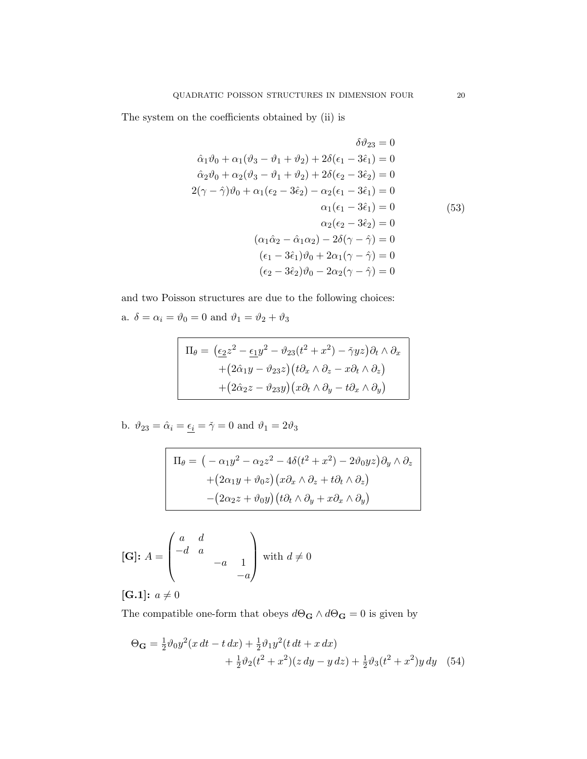The system on the coefficients obtained by (ii) is

$$
\begin{aligned}
\delta\vartheta_{23} &= 0\\
\hat{\alpha}_1\vartheta_0 + \alpha_1(\vartheta_3 - \vartheta_1 + \vartheta_2) + 2\delta(\epsilon_1 - 3\hat{\epsilon}_1) &= 0\\
\hat{\alpha}_2\vartheta_0 + \alpha_2(\vartheta_3 - \vartheta_1 + \vartheta_2) + 2\delta(\epsilon_2 - 3\hat{\epsilon}_2) &= 0\\
2(\gamma - \hat{\gamma})\vartheta_0 + \alpha_1(\epsilon_2 - 3\hat{\epsilon}_2) - \alpha_2(\epsilon_1 - 3\hat{\epsilon}_1) &= 0\\
\alpha_1(\epsilon_1 - 3\hat{\epsilon}_1) &= 0\\
\alpha_2(\epsilon_2 - 3\hat{\epsilon}_2) &= 0\\
(\alpha_1\hat{\alpha}_2 - \hat{\alpha}_1\alpha_2) - 2\delta(\gamma - \hat{\gamma}) &= 0\\
(\epsilon_1 - 3\hat{\epsilon}_1)\vartheta_0 + 2\alpha_1(\gamma - \hat{\gamma}) &= 0\\
(\epsilon_2 - 3\hat{\epsilon}_2)\vartheta_0 - 2\alpha_2(\gamma - \hat{\gamma}) &= 0
\end{aligned}
\tag{53}
$$

and two Poisson structures are due to the following choices:

a. $\delta = \alpha_i = \vartheta_0 = 0$ and $\vartheta_1 = \vartheta_2 + \vartheta_3$

$$
\boxed{
\begin{aligned}
\Pi_\theta = \;& \big(\underline{\epsilon_2} z^2 - \underline{\epsilon_1} y^2 - \vartheta_{23}(t^2 + x^2) - \check{\gamma} yz\big)\partial_t \wedge \partial_x\\
&+\big(2\hat{\alpha}_1 y - \vartheta_{23} z\big)\big(t\partial_x \wedge \partial_z - x\partial_t \wedge \partial_z\big)\\
&+\big(2\hat{\alpha}_2 z - \vartheta_{23} y\big)\big(x\partial_t \wedge \partial_y - t\partial_x \wedge \partial_y\big)
\end{aligned}
}
$$

b. $\vartheta_{23} = \hat{\alpha}_i = \underline{\epsilon_i} = \check{\gamma} = 0$ and $\vartheta_1 = 2\vartheta_3$

$$
\boxed{
\begin{aligned}
\Pi_\theta = \;& \big(-\alpha_1 y^2 - \alpha_2 z^2 - 4\delta(t^2 + x^2) - 2\vartheta_0 yz\big)\partial_y \wedge \partial_z\\
&+\big(2\alpha_1 y + \vartheta_0 z\big)\big(x\partial_x \wedge \partial_z + t\partial_t \wedge \partial_z\big)\\
&-\big(2\alpha_2 z + \vartheta_0 y\big)\big(t\partial_t \wedge \partial_y + x\partial_x \wedge \partial_y\big)
\end{aligned}
}
$$

**[G]:** $A = \begin{pmatrix} a & d & & \\ -d & a & & \\ & & -a & 1 \\ & & & -a \end{pmatrix}$ with $d \neq 0$

**[G.1]:** $a \neq 0$

The compatible one-form that obeys $d\Theta_{\mathbf{G}} \wedge d\Theta_{\mathbf{G}} = 0$ is given by

$$
\begin{aligned}
\Theta_{\mathbf{G}} = \tfrac{1}{2}\vartheta_0 y^2(x\,dt - t\,dx) + \tfrac{1}{2}\vartheta_1 y^2(t\,dt + x\,dx)&\\
+ \tfrac{1}{2}\vartheta_2(t^2 + x^2)(z\,dy - y\,dz) + \tfrac{1}{2}\vartheta_3(t^2 + x^2)y\,dy&
\end{aligned}
\tag{54}
$$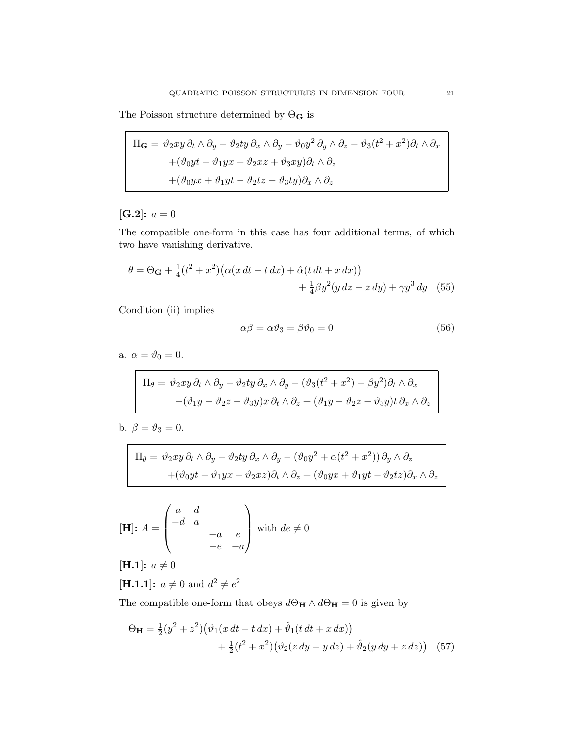The Poisson structure determined by $\Theta_{\mathbf{G}}$ is

$$
\boxed{\begin{aligned}
\Pi_{\mathbf{G}} = \ & \vartheta_2 xy\, \partial_t \wedge \partial_y - \vartheta_2 ty\, \partial_x \wedge \partial_y - \vartheta_0 y^2\, \partial_y \wedge \partial_z - \vartheta_3 (t^2 + x^2) \partial_t \wedge \partial_x \\
& + (\vartheta_0 yt - \vartheta_1 yx + \vartheta_2 xz + \vartheta_3 xy) \partial_t \wedge \partial_z \\
& + (\vartheta_0 yx + \vartheta_1 yt - \vartheta_2 tz - \vartheta_3 ty) \partial_x \wedge \partial_z
\end{aligned}}
$$

**[G.2]:** $a = 0$

The compatible one-form in this case has four additional terms, of which two have vanishing derivative.

$$
\begin{aligned}
\theta = \Theta_{\mathbf{G}} + \tfrac{1}{4}(t^2 + x^2)\big(\alpha(x\, dt - t\, dx) + \hat{\alpha}(t\, dt + x\, dx)\big) \\
+ \tfrac{1}{4}\beta y^2 (y\, dz - z\, dy) + \gamma y^3\, dy \quad (55)
\end{aligned}
$$

Condition (ii) implies

$$
\alpha\beta = \alpha\vartheta_3 = \beta\vartheta_0 = 0 \tag{56}
$$

a. $\alpha = \vartheta_0 = 0$.

$$
\boxed{\begin{aligned}
\Pi_\theta = \ & \vartheta_2 xy\, \partial_t \wedge \partial_y - \vartheta_2 ty\, \partial_x \wedge \partial_y - (\vartheta_3 (t^2 + x^2) - \beta y^2) \partial_t \wedge \partial_x \\
& - (\vartheta_1 y - \vartheta_2 z - \vartheta_3 y) x\, \partial_t \wedge \partial_z + (\vartheta_1 y - \vartheta_2 z - \vartheta_3 y) t\, \partial_x \wedge \partial_z
\end{aligned}}
$$

b. $\beta = \vartheta_3 = 0$.

$$
\boxed{\begin{aligned}
\Pi_\theta = \ & \vartheta_2 xy\, \partial_t \wedge \partial_y - \vartheta_2 ty\, \partial_x \wedge \partial_y - (\vartheta_0 y^2 + \alpha(t^2 + x^2))\, \partial_y \wedge \partial_z \\
& + (\vartheta_0 yt - \vartheta_1 yx + \vartheta_2 xz) \partial_t \wedge \partial_z + (\vartheta_0 yx + \vartheta_1 yt - \vartheta_2 tz) \partial_x \wedge \partial_z
\end{aligned}}
$$

**[H]:** $A = \begin{pmatrix} a & d & & \\ -d & a & & \\ & & -a & e \\ & & -e & -a \end{pmatrix}$ with $de \neq 0$

**[H.1]:** $a \neq 0$

**[H.1.1]:** $a \neq 0$ and $d^2 \neq e^2$

The compatible one-form that obeys $d\Theta_{\mathbf{H}} \wedge d\Theta_{\mathbf{H}} = 0$ is given by

$$
\begin{aligned}
\Theta_{\mathbf{H}} = \tfrac{1}{2}(y^2 + z^2)\big(\vartheta_1 (x\, dt - t\, dx) + \hat{\vartheta}_1 (t\, dt + x\, dx)\big) \\
+ \tfrac{1}{2}(t^2 + x^2)\big(\vartheta_2 (z\, dy - y\, dz) + \hat{\vartheta}_2 (y\, dy + z\, dz)\big) \quad (57)
\end{aligned}
$$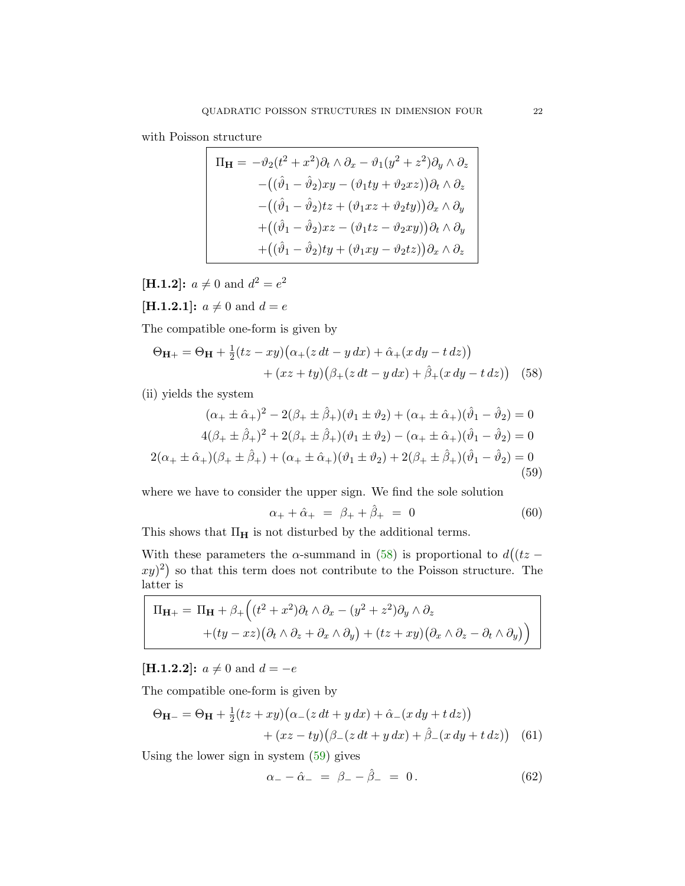with Poisson structure

$$
\boxed{\begin{aligned}
\Pi_{\mathbf{H}} = &-\vartheta_2(t^2+x^2)\partial_t\wedge\partial_x - \vartheta_1(y^2+z^2)\partial_y\wedge\partial_z \\
&-\big((\hat{\vartheta}_1-\hat{\vartheta}_2)xy-(\vartheta_1 ty+\vartheta_2 xz)\big)\partial_t\wedge\partial_z \\
&-\big((\hat{\vartheta}_1-\hat{\vartheta}_2)tz+(\vartheta_1 xz+\vartheta_2 ty)\big)\partial_x\wedge\partial_y \\
&+\big((\hat{\vartheta}_1-\hat{\vartheta}_2)xz-(\vartheta_1 tz-\vartheta_2 xy)\big)\partial_t\wedge\partial_y \\
&+\big((\hat{\vartheta}_1-\hat{\vartheta}_2)ty+(\vartheta_1 xy-\vartheta_2 tz)\big)\partial_x\wedge\partial_z
\end{aligned}}
$$

**[H.1.2]:** $a\neq 0$ and $d^2=e^2$

**[H.1.2.1]:** $a\neq 0$ and $d=e$

The compatible one-form is given by

$$
\begin{aligned}
\Theta_{\mathbf{H}+} = \Theta_{\mathbf{H}} &+ \tfrac{1}{2}(tz-xy)\big(\alpha_+(z\,dt-y\,dx)+\hat{\alpha}_+(x\,dy-t\,dz)\big) \\
&+ (xz+ty)\big(\beta_+(z\,dt-y\,dx)+\hat{\beta}_+(x\,dy-t\,dz)\big) \quad (58)
\end{aligned}
$$

(ii) yields the system

$$
\begin{aligned}
(\alpha_+\pm\hat{\alpha}_+)^2-2(\beta_+\pm\hat{\beta}_+)(\vartheta_1\pm\vartheta_2)+(\alpha_+\pm\hat{\alpha}_+)(\hat{\vartheta}_1-\hat{\vartheta}_2)&=0 \\
4(\beta_+\pm\hat{\beta}_+)^2+2(\beta_+\pm\hat{\beta}_+)(\vartheta_1\pm\vartheta_2)-(\alpha_+\pm\hat{\alpha}_+)(\hat{\vartheta}_1-\hat{\vartheta}_2)&=0 \\
2(\alpha_+\pm\hat{\alpha}_+)(\beta_+\pm\hat{\beta}_+)+(\alpha_+\pm\hat{\alpha}_+)(\vartheta_1\pm\vartheta_2)+2(\beta_+\pm\hat{\beta}_+)(\hat{\vartheta}_1-\hat{\vartheta}_2)&=0
\end{aligned} \quad (59)
$$

where we have to consider the upper sign. We find the sole solution

$$
\alpha_++\hat{\alpha}_+ \;=\; \beta_++\hat{\beta}_+ \;=\; 0 \quad (60)
$$

This shows that $\Pi_{\mathbf{H}}$ is not disturbed by the additional terms.

With these parameters the $\alpha$-summand in (58) is proportional to $d\big((tz-xy)^2\big)$ so that this term does not contribute to the Poisson structure. The latter is

$$
\boxed{\begin{aligned}
\Pi_{\mathbf{H}+} = \Pi_{\mathbf{H}} + \beta_+\Big(&(t^2+x^2)\partial_t\wedge\partial_x-(y^2+z^2)\partial_y\wedge\partial_z \\
&+(ty-xz)\big(\partial_t\wedge\partial_z+\partial_x\wedge\partial_y\big)+(tz+xy)\big(\partial_x\wedge\partial_z-\partial_t\wedge\partial_y\big)\Big)
\end{aligned}}
$$

**[H.1.2.2]:** $a\neq 0$ and $d=-e$

The compatible one-form is given by

$$
\begin{aligned}
\Theta_{\mathbf{H}-} = \Theta_{\mathbf{H}} &+ \tfrac{1}{2}(tz+xy)\big(\alpha_-(z\,dt+y\,dx)+\hat{\alpha}_-(x\,dy+t\,dz)\big) \\
&+ (xz-ty)\big(\beta_-(z\,dt+y\,dx)+\hat{\beta}_-(x\,dy+t\,dz)\big) \quad (61)
\end{aligned}
$$

Using the lower sign in system (59) gives

$$
\alpha_--\hat{\alpha}_- \;=\; \beta_--\hat{\beta}_- \;=\; 0\,. \quad (62)
$$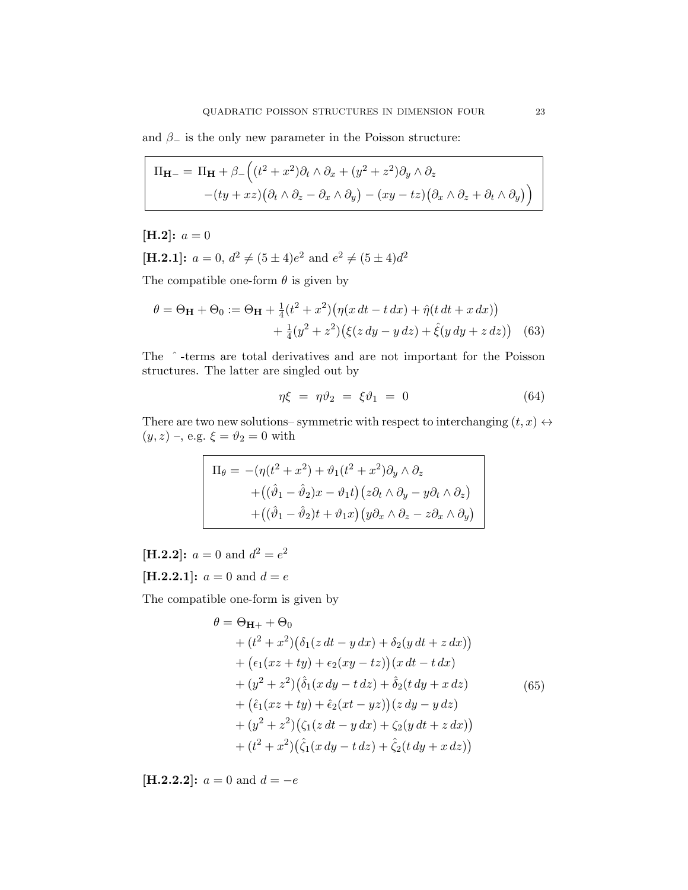and $\beta_-$ is the only new parameter in the Poisson structure:

$$
\boxed{\begin{aligned}\Pi_{\mathbf{H}-} = \Pi_{\mathbf{H}} + \beta_-\Big(&(t^2+x^2)\partial_t\wedge\partial_x + (y^2+z^2)\partial_y\wedge\partial_z \\ &-(ty+xz)\big(\partial_t\wedge\partial_z - \partial_x\wedge\partial_y\big) - (xy-tz)\big(\partial_x\wedge\partial_z + \partial_t\wedge\partial_y\big)\Big)\end{aligned}}
$$

**[H.2]:** $a = 0$

**[H.2.1]:** $a = 0$, $d^2 \neq (5\pm 4)e^2$ and $e^2 \neq (5\pm 4)d^2$

The compatible one-form $\theta$ is given by

$$
\begin{aligned}\theta = \Theta_{\mathbf{H}} + \Theta_0 := \Theta_{\mathbf{H}} &+ \tfrac{1}{4}(t^2+x^2)\big(\eta(x\,dt - t\,dx) + \hat{\eta}(t\,dt + x\,dx)\big) \\ &+ \tfrac{1}{4}(y^2+z^2)\big(\xi(z\,dy - y\,dz) + \hat{\xi}(y\,dy + z\,dz)\big)\end{aligned} \tag{63}
$$

The $\hat{}$-terms are total derivatives and are not important for the Poisson structures. The latter are singled out by

$$
\eta\xi \;=\; \eta\vartheta_2 \;=\; \xi\vartheta_1 \;=\; 0 \tag{64}
$$

There are two new solutions– symmetric with respect to interchanging $(t,x) \leftrightarrow (y,z)$ –, e.g. $\xi = \vartheta_2 = 0$ with

$$
\boxed{\begin{aligned}\Pi_\theta = &-(\eta(t^2+x^2) + \vartheta_1(t^2+x^2)\partial_y\wedge\partial_z \\ &+\big((\hat{\vartheta}_1 - \hat{\vartheta}_2)x - \vartheta_1 t\big)\big(z\partial_t\wedge\partial_y - y\partial_t\wedge\partial_z\big) \\ &+\big((\hat{\vartheta}_1 - \hat{\vartheta}_2)t + \vartheta_1 x\big)\big(y\partial_x\wedge\partial_z - z\partial_x\wedge\partial_y\big)\end{aligned}}
$$

**[H.2.2]:** $a = 0$ and $d^2 = e^2$

**[H.2.2.1]:** $a = 0$ and $d = e$

The compatible one-form is given by

$$
\begin{aligned}\theta = \;&\Theta_{\mathbf{H}+} + \Theta_0 \\ &+ (t^2+x^2)\big(\delta_1(z\,dt - y\,dx) + \delta_2(y\,dt + z\,dx)\big) \\ &+ \big(\epsilon_1(xz+ty) + \epsilon_2(xy-tz)\big)(x\,dt - t\,dx) \\ &+ (y^2+z^2)\big(\hat{\delta}_1(x\,dy - t\,dz) + \hat{\delta}_2(t\,dy + x\,dz)\big) \\ &+ \big(\hat{\epsilon}_1(xz+ty) + \hat{\epsilon}_2(xt-yz)\big)(z\,dy - y\,dz) \\ &+ (y^2+z^2)\big(\zeta_1(z\,dt - y\,dx) + \zeta_2(y\,dt + z\,dx)\big) \\ &+ (t^2+x^2)\big(\hat{\zeta}_1(x\,dy - t\,dz) + \hat{\zeta}_2(t\,dy + x\,dz)\big)\end{aligned} \tag{65}
$$

**[H.2.2.2]:** $a = 0$ and $d = -e$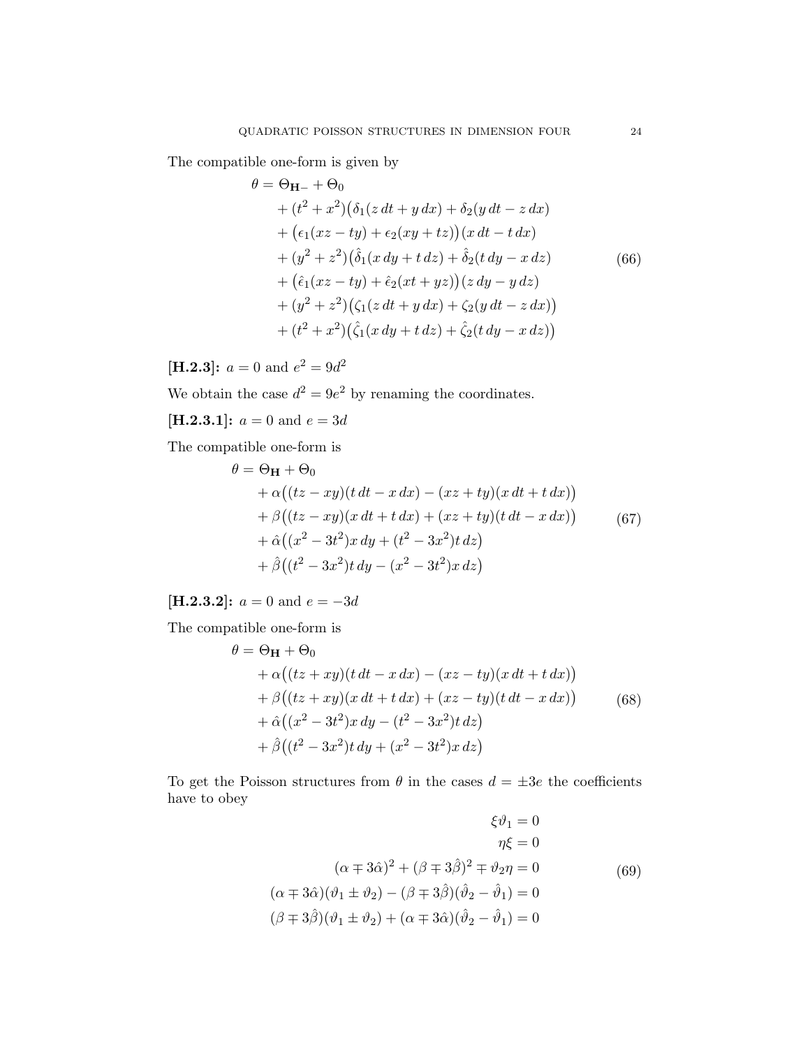The compatible one-form is given by

$$
\begin{aligned}
\theta = {} & \Theta_{\mathbf{H}-} + \Theta_0 \\
& + (t^2 + x^2)\big(\delta_1(z\,dt + y\,dx) + \delta_2(y\,dt - z\,dx) \\
& + \big(\epsilon_1(xz - ty) + \epsilon_2(xy + tz)\big)(x\,dt - t\,dx) \\
& + (y^2 + z^2)\big(\hat{\delta}_1(x\,dy + t\,dz) + \hat{\delta}_2(t\,dy - x\,dz) \\
& + \big(\hat{\epsilon}_1(xz - ty) + \hat{\epsilon}_2(xt + yz)\big)(z\,dy - y\,dz) \\
& + (y^2 + z^2)\big(\zeta_1(z\,dt + y\,dx) + \zeta_2(y\,dt - z\,dx)\big) \\
& + (t^2 + x^2)\big(\hat{\zeta}_1(x\,dy + t\,dz) + \hat{\zeta}_2(t\,dy - x\,dz)\big)
\end{aligned}
\tag{66}
$$

**[H.2.3]:** $a = 0$ and $e^2 = 9d^2$

We obtain the case $d^2 = 9e^2$ by renaming the coordinates.

**[H.2.3.1]:** $a = 0$ and $e = 3d$

The compatible one-form is

$$
\begin{aligned}
\theta = {} & \Theta_{\mathbf{H}} + \Theta_0 \\
& + \alpha\big((tz - xy)(t\,dt - x\,dx) - (xz + ty)(x\,dt + t\,dx)\big) \\
& + \beta\big((tz - xy)(x\,dt + t\,dx) + (xz + ty)(t\,dt - x\,dx)\big) \\
& + \hat{\alpha}\big((x^2 - 3t^2)x\,dy + (t^2 - 3x^2)t\,dz\big) \\
& + \hat{\beta}\big((t^2 - 3x^2)t\,dy - (x^2 - 3t^2)x\,dz\big)
\end{aligned}
\tag{67}
$$

**[H.2.3.2]:** $a = 0$ and $e = -3d$

The compatible one-form is

$$
\begin{aligned}
\theta = {} & \Theta_{\mathbf{H}} + \Theta_0 \\
& + \alpha\big((tz + xy)(t\,dt - x\,dx) - (xz - ty)(x\,dt + t\,dx)\big) \\
& + \beta\big((tz + xy)(x\,dt + t\,dx) + (xz - ty)(t\,dt - x\,dx)\big) \\
& + \hat{\alpha}\big((x^2 - 3t^2)x\,dy - (t^2 - 3x^2)t\,dz\big) \\
& + \hat{\beta}\big((t^2 - 3x^2)t\,dy + (x^2 - 3t^2)x\,dz\big)
\end{aligned}
\tag{68}
$$

To get the Poisson structures from $\theta$ in the cases $d = \pm 3e$ the coefficients have to obey

$$
\begin{aligned}
\xi\vartheta_1 &= 0 \\
\eta\xi &= 0 \\
(\alpha \mp 3\hat{\alpha})^2 + (\beta \mp 3\hat{\beta})^2 \mp \vartheta_2\eta &= 0 \\
(\alpha \mp 3\hat{\alpha})(\vartheta_1 \pm \vartheta_2) - (\beta \mp 3\hat{\beta})(\hat{\vartheta}_2 - \hat{\vartheta}_1) &= 0 \\
(\beta \mp 3\hat{\beta})(\vartheta_1 \pm \vartheta_2) + (\alpha \mp 3\hat{\alpha})(\hat{\vartheta}_2 - \hat{\vartheta}_1) &= 0
\end{aligned}
\tag{69}
$$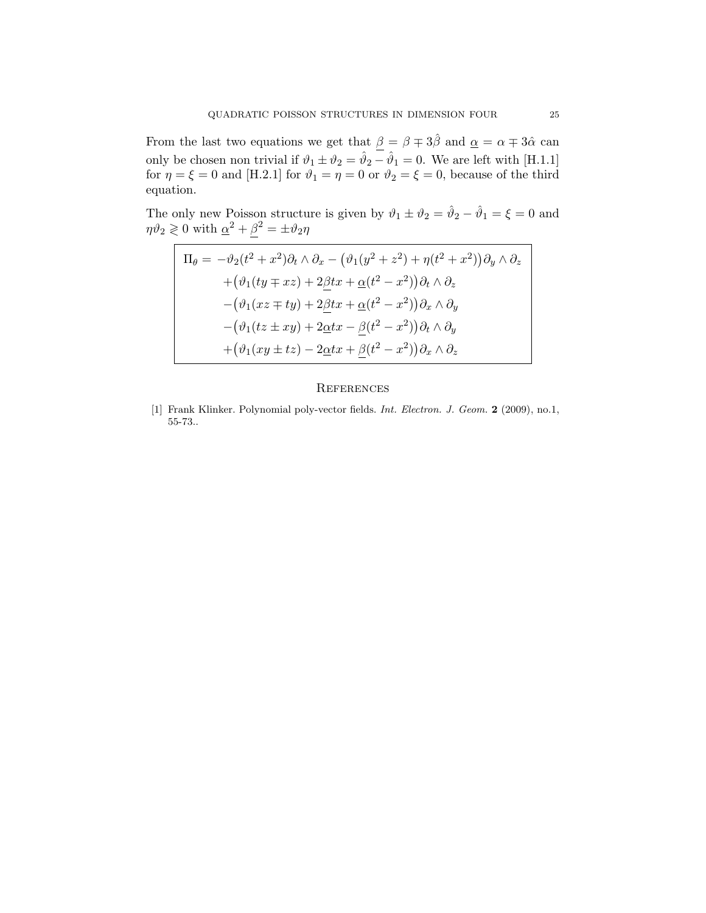From the last two equations we get that $\underline{\beta} = \beta \mp 3\hat{\beta}$ and $\underline{\alpha} = \alpha \mp 3\hat{\alpha}$ can only be chosen non trivial if $\vartheta_1 \pm \vartheta_2 = \hat{\vartheta}_2 - \hat{\vartheta}_1 = 0$. We are left with [H.1.1] for $\eta = \xi = 0$ and [H.2.1] for $\vartheta_1 = \eta = 0$ or $\vartheta_2 = \xi = 0$, because of the third equation.

The only new Poisson structure is given by $\vartheta_1 \pm \vartheta_2 = \hat{\vartheta}_2 - \hat{\vartheta}_1 = \xi = 0$ and $\eta\vartheta_2 \gtrless 0$ with $\underline{\alpha}^2 + \underline{\beta}^2 = \pm\vartheta_2\eta$

$$
\boxed{
\begin{aligned}
\Pi_\theta = \; & -\vartheta_2(t^2+x^2)\partial_t \wedge \partial_x - \big(\vartheta_1(y^2+z^2) + \eta(t^2+x^2)\big)\partial_y \wedge \partial_z \\
& + \big(\vartheta_1(ty \mp xz) + 2\underline{\beta}tx + \underline{\alpha}(t^2-x^2)\big)\partial_t \wedge \partial_z \\
& - \big(\vartheta_1(xz \mp ty) + 2\underline{\beta}tx + \underline{\alpha}(t^2-x^2)\big)\partial_x \wedge \partial_y \\
& - \big(\vartheta_1(tz \pm xy) + 2\underline{\alpha}tx - \underline{\beta}(t^2-x^2)\big)\partial_t \wedge \partial_y \\
& + \big(\vartheta_1(xy \pm tz) - 2\underline{\alpha}tx + \underline{\beta}(t^2-x^2)\big)\partial_x \wedge \partial_z
\end{aligned}
}
$$

## References

[1] Frank Klinker. Polynomial poly-vector fields. *Int. Electron. J. Geom.* **2** (2009), no.1, 55-73..